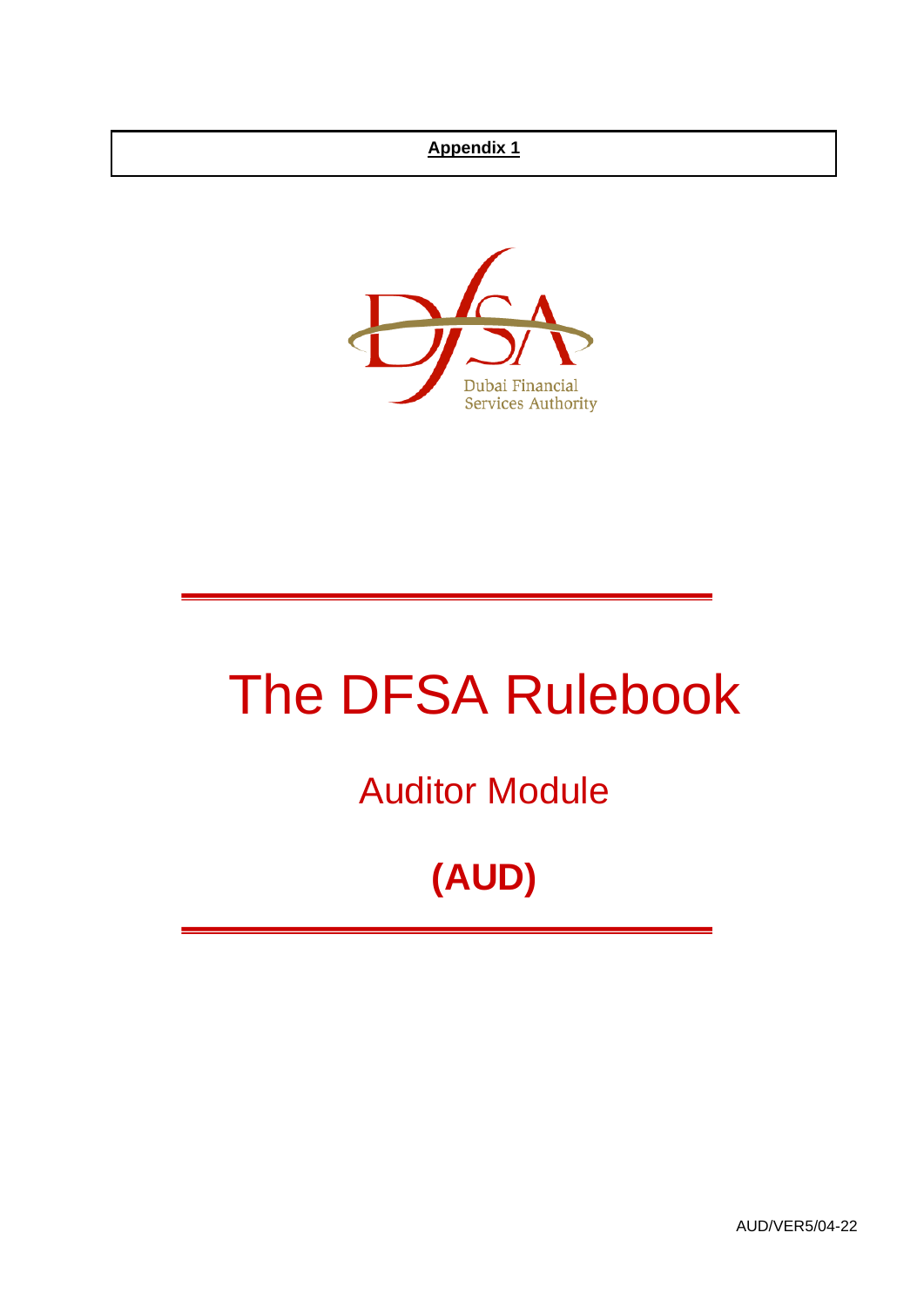**Appendix 1**

Dubai Financial Services Authority

# The DFSA Rulebook

## Auditor Module

## (AUD)

AUD/VER5/04-22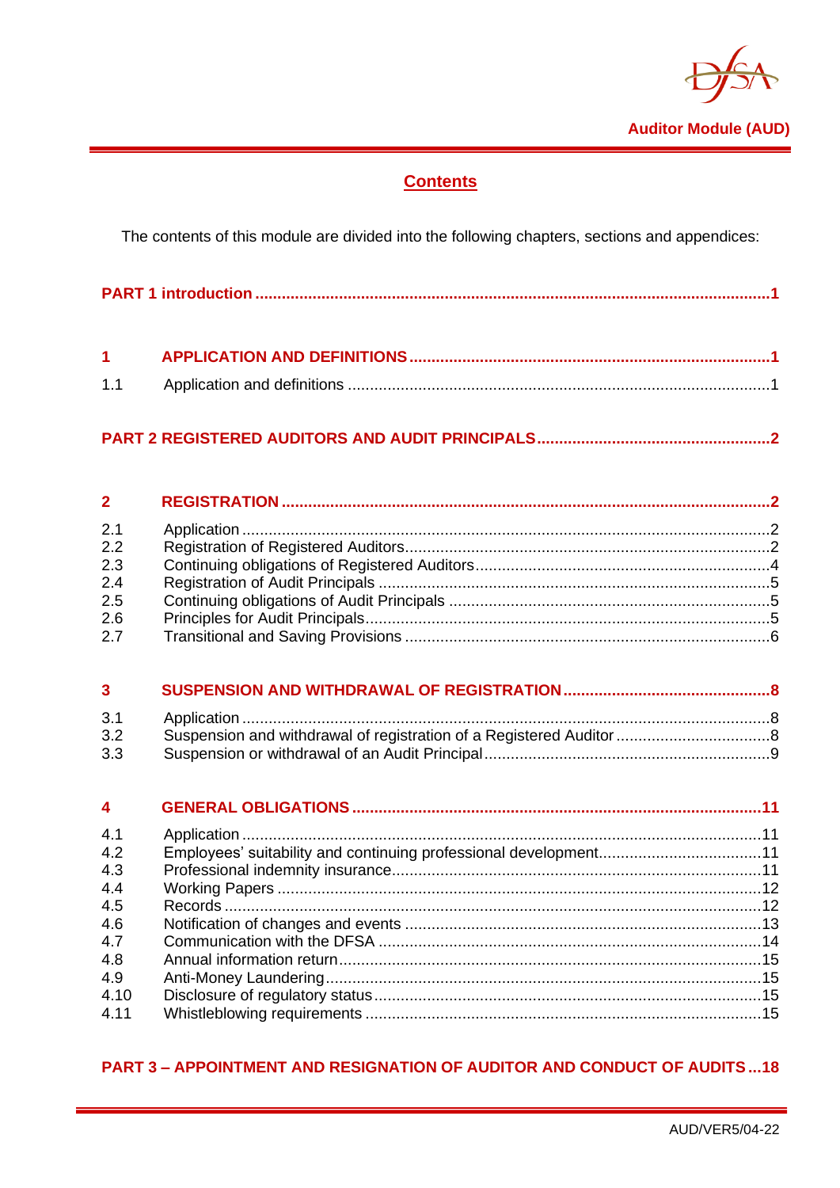## Contents

The contents of this module are divided into the following chapters, sections and appendices:

**PART 1 introduction .....1**

**1 APPLICATION AND DEFINITIONS .....1**

1.1 Application and definitions .....1

**PART 2 REGISTERED AUDITORS AND AUDIT PRINCIPALS .....2**

**2 REGISTRATION .....2**

2.1 Application .....2
2.2 Registration of Registered Auditors .....2
2.3 Continuing obligations of Registered Auditors .....4
2.4 Registration of Audit Principals .....5
2.5 Continuing obligations of Audit Principals .....5
2.6 Principles for Audit Principals .....5
2.7 Transitional and Saving Provisions .....6

**3 SUSPENSION AND WITHDRAWAL OF REGISTRATION .....8**

3.1 Application .....8
3.2 Suspension and withdrawal of registration of a Registered Auditor .....8
3.3 Suspension or withdrawal of an Audit Principal .....9

**4 GENERAL OBLIGATIONS .....11**

4.1 Application .....11
4.2 Employees' suitability and continuing professional development .....11
4.3 Professional indemnity insurance .....11
4.4 Working Papers .....12
4.5 Records .....12
4.6 Notification of changes and events .....13
4.7 Communication with the DFSA .....14
4.8 Annual information return .....15
4.9 Anti-Money Laundering .....15
4.10 Disclosure of regulatory status .....15
4.11 Whistleblowing requirements .....15

**PART 3 – APPOINTMENT AND RESIGNATION OF AUDITOR AND CONDUCT OF AUDITS ...18**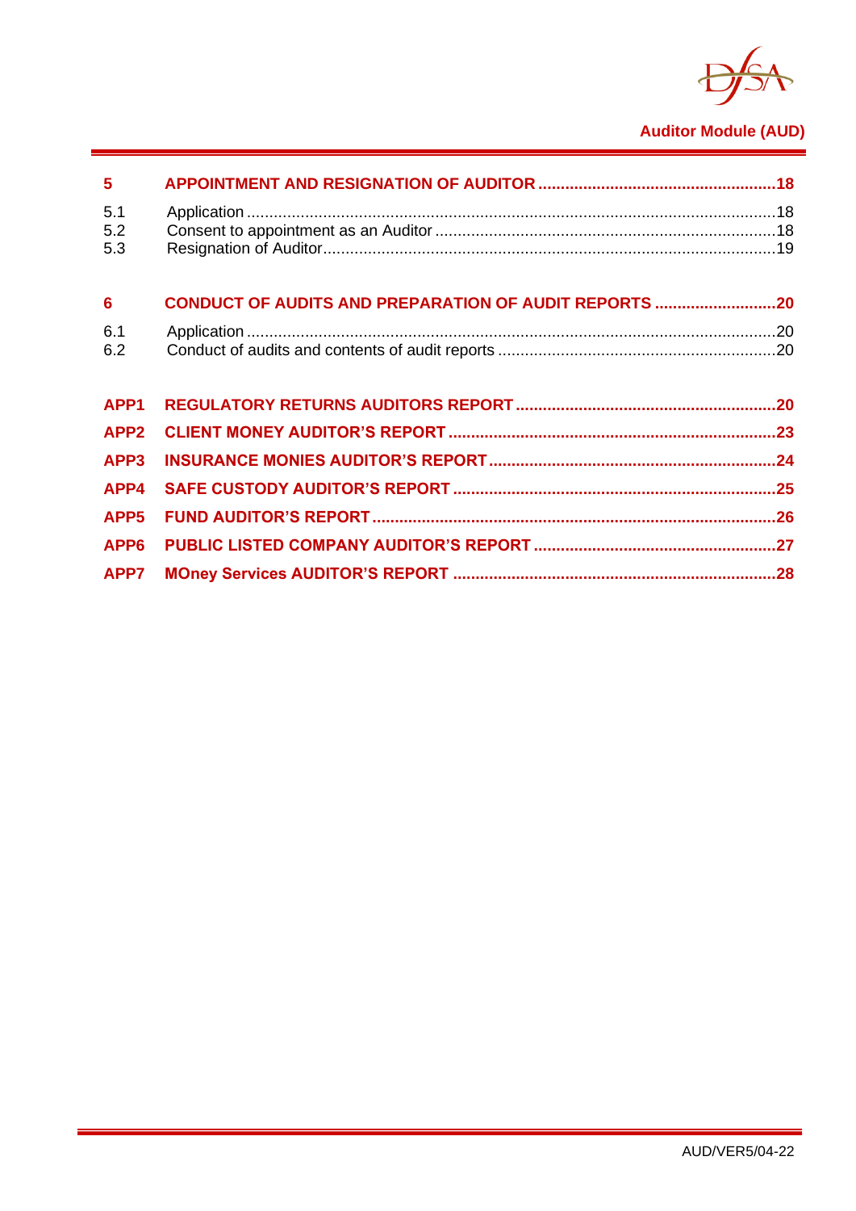| | | |
|---|---|---|
| **5** | **APPOINTMENT AND RESIGNATION OF AUDITOR** | **18** |
| 5.1 | Application | 18 |
| 5.2 | Consent to appointment as an Auditor | 18 |
| 5.3 | Resignation of Auditor | 19 |
| **6** | **CONDUCT OF AUDITS AND PREPARATION OF AUDIT REPORTS** | **20** |
| 6.1 | Application | 20 |
| 6.2 | Conduct of audits and contents of audit reports | 20 |
| **APP1** | **REGULATORY RETURNS AUDITORS REPORT** | **20** |
| **APP2** | **CLIENT MONEY AUDITOR'S REPORT** | **23** |
| **APP3** | **INSURANCE MONIES AUDITOR'S REPORT** | **24** |
| **APP4** | **SAFE CUSTODY AUDITOR'S REPORT** | **25** |
| **APP5** | **FUND AUDITOR'S REPORT** | **26** |
| **APP6** | **PUBLIC LISTED COMPANY AUDITOR'S REPORT** | **27** |
| **APP7** | **MOney Services AUDITOR'S REPORT** | **28** |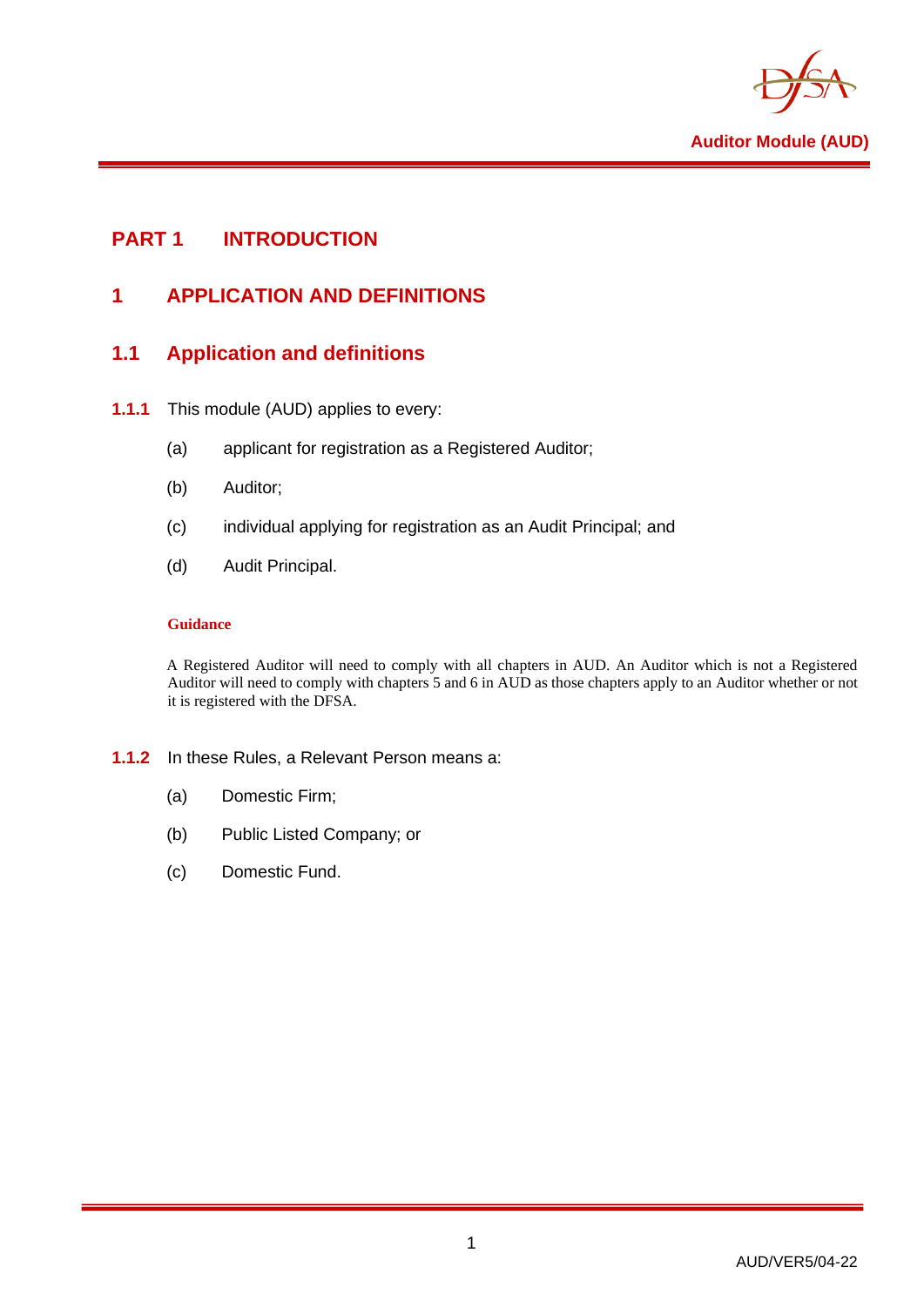# PART 1 INTRODUCTION

## 1 APPLICATION AND DEFINITIONS

### 1.1 Application and definitions

**1.1.1** This module (AUD) applies to every:

(a) applicant for registration as a Registered Auditor;

(b) Auditor;

(c) individual applying for registration as an Audit Principal; and

(d) Audit Principal.

**Guidance**

A Registered Auditor will need to comply with all chapters in AUD. An Auditor which is not a Registered Auditor will need to comply with chapters 5 and 6 in AUD as those chapters apply to an Auditor whether or not it is registered with the DFSA.

**1.1.2** In these Rules, a Relevant Person means a:

(a) Domestic Firm;

(b) Public Listed Company; or

(c) Domestic Fund.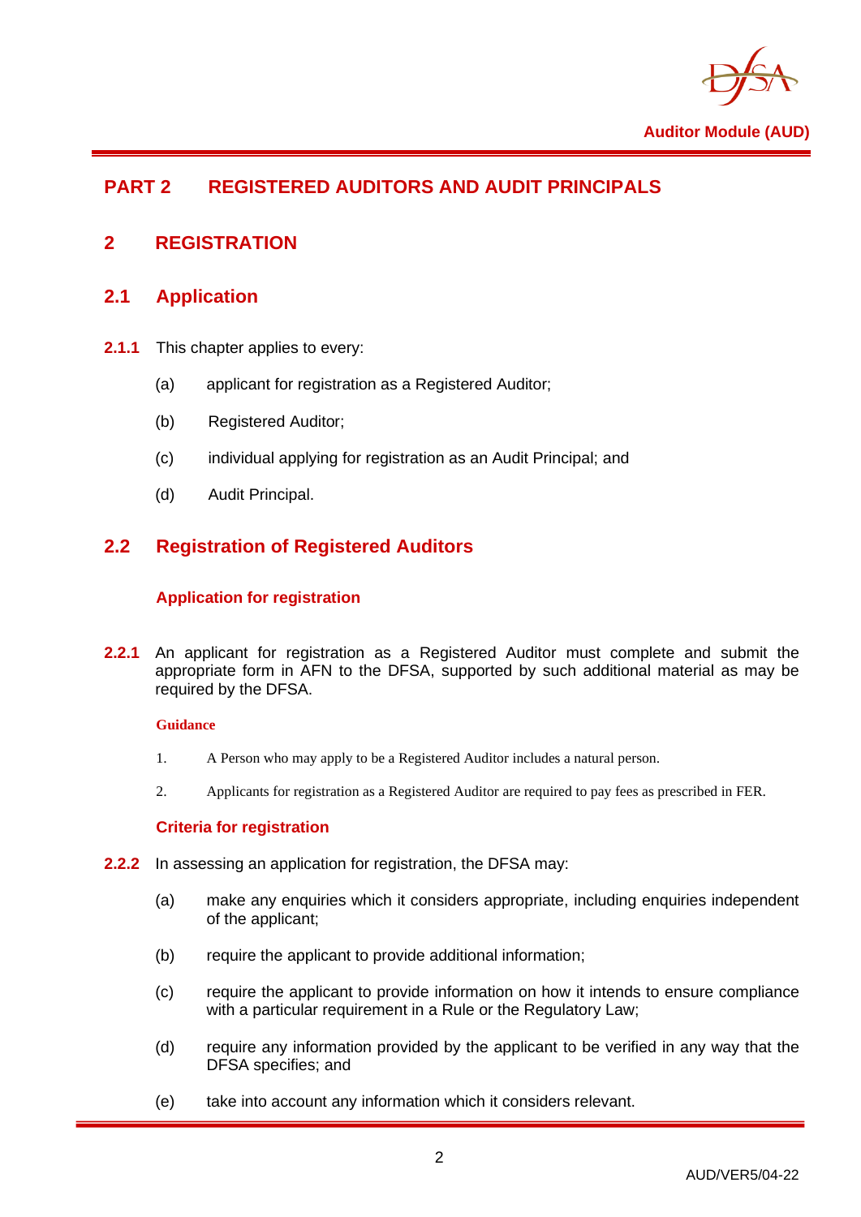# PART 2 REGISTERED AUDITORS AND AUDIT PRINCIPALS

## 2 REGISTRATION

### 2.1 Application

**2.1.1** This chapter applies to every:

(a) applicant for registration as a Registered Auditor;

(b) Registered Auditor;

(c) individual applying for registration as an Audit Principal; and

(d) Audit Principal.

### 2.2 Registration of Registered Auditors

#### Application for registration

**2.2.1** An applicant for registration as a Registered Auditor must complete and submit the appropriate form in AFN to the DFSA, supported by such additional material as may be required by the DFSA.

**Guidance**

1. A Person who may apply to be a Registered Auditor includes a natural person.

2. Applicants for registration as a Registered Auditor are required to pay fees as prescribed in FER.

#### Criteria for registration

**2.2.2** In assessing an application for registration, the DFSA may:

(a) make any enquiries which it considers appropriate, including enquiries independent of the applicant;

(b) require the applicant to provide additional information;

(c) require the applicant to provide information on how it intends to ensure compliance with a particular requirement in a Rule or the Regulatory Law;

(d) require any information provided by the applicant to be verified in any way that the DFSA specifies; and

(e) take into account any information which it considers relevant.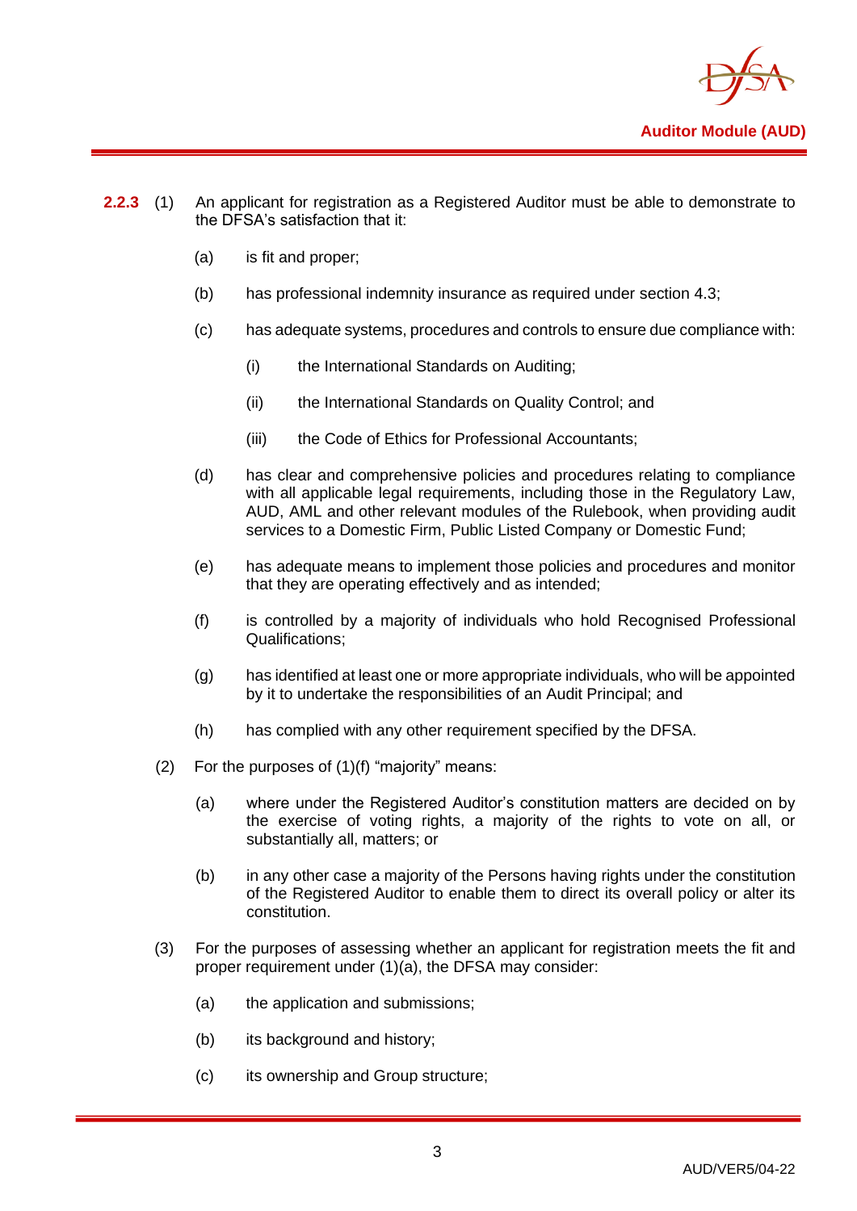**2.2.3** (1) An applicant for registration as a Registered Auditor must be able to demonstrate to the DFSA's satisfaction that it:

(a) is fit and proper;

(b) has professional indemnity insurance as required under section 4.3;

(c) has adequate systems, procedures and controls to ensure due compliance with:

(i) the International Standards on Auditing;

(ii) the International Standards on Quality Control; and

(iii) the Code of Ethics for Professional Accountants;

(d) has clear and comprehensive policies and procedures relating to compliance with all applicable legal requirements, including those in the Regulatory Law, AUD, AML and other relevant modules of the Rulebook, when providing audit services to a Domestic Firm, Public Listed Company or Domestic Fund;

(e) has adequate means to implement those policies and procedures and monitor that they are operating effectively and as intended;

(f) is controlled by a majority of individuals who hold Recognised Professional Qualifications;

(g) has identified at least one or more appropriate individuals, who will be appointed by it to undertake the responsibilities of an Audit Principal; and

(h) has complied with any other requirement specified by the DFSA.

(2) For the purposes of (1)(f) "majority" means:

(a) where under the Registered Auditor's constitution matters are decided on by the exercise of voting rights, a majority of the rights to vote on all, or substantially all, matters; or

(b) in any other case a majority of the Persons having rights under the constitution of the Registered Auditor to enable them to direct its overall policy or alter its constitution.

(3) For the purposes of assessing whether an applicant for registration meets the fit and proper requirement under (1)(a), the DFSA may consider:

(a) the application and submissions;

(b) its background and history;

(c) its ownership and Group structure;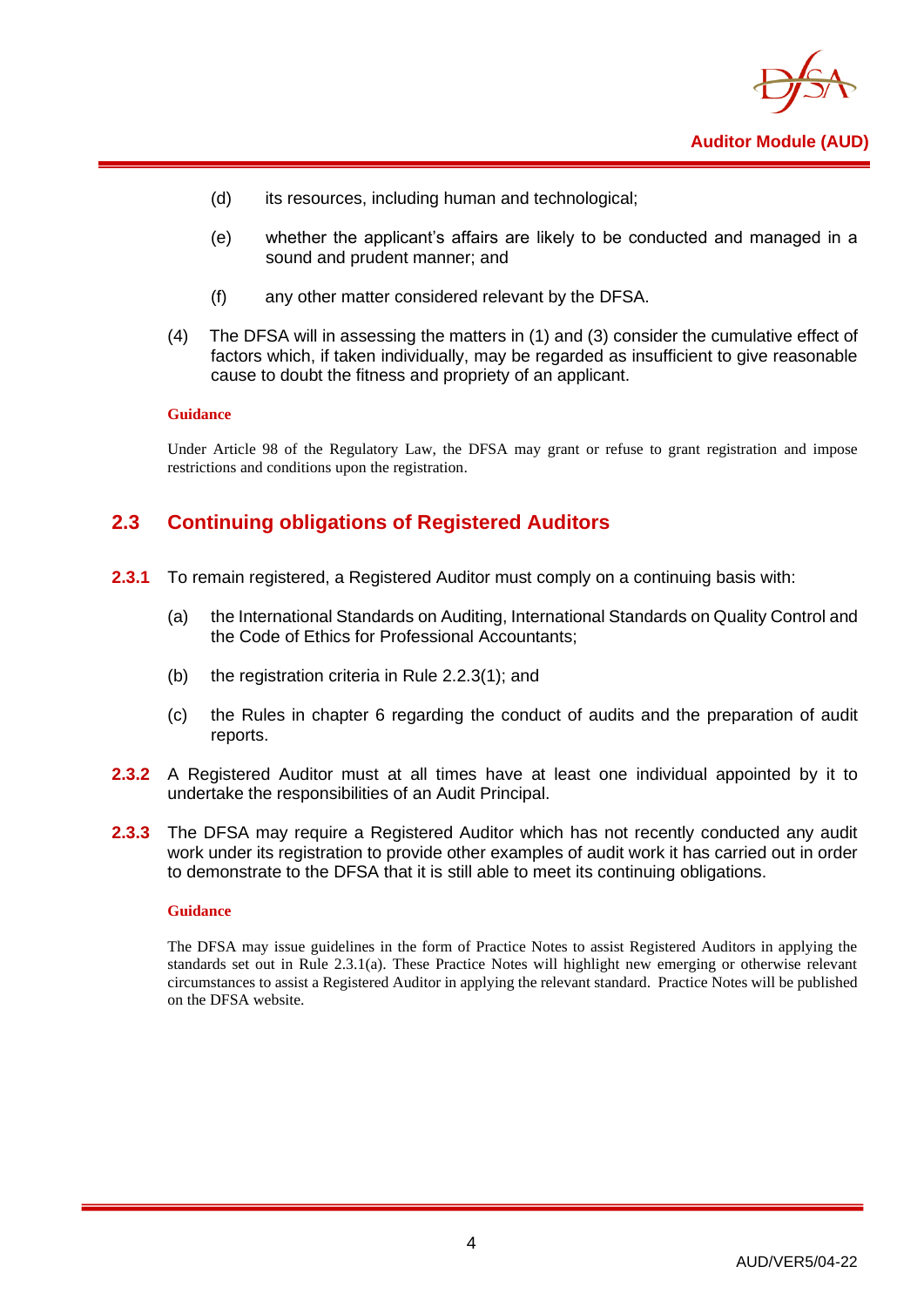(d) its resources, including human and technological;

(e) whether the applicant's affairs are likely to be conducted and managed in a sound and prudent manner; and

(f) any other matter considered relevant by the DFSA.

(4) The DFSA will in assessing the matters in (1) and (3) consider the cumulative effect of factors which, if taken individually, may be regarded as insufficient to give reasonable cause to doubt the fitness and propriety of an applicant.

**Guidance**

Under Article 98 of the Regulatory Law, the DFSA may grant or refuse to grant registration and impose restrictions and conditions upon the registration.

## 2.3 Continuing obligations of Registered Auditors

**2.3.1** To remain registered, a Registered Auditor must comply on a continuing basis with:

(a) the International Standards on Auditing, International Standards on Quality Control and the Code of Ethics for Professional Accountants;

(b) the registration criteria in Rule 2.2.3(1); and

(c) the Rules in chapter 6 regarding the conduct of audits and the preparation of audit reports.

**2.3.2** A Registered Auditor must at all times have at least one individual appointed by it to undertake the responsibilities of an Audit Principal.

**2.3.3** The DFSA may require a Registered Auditor which has not recently conducted any audit work under its registration to provide other examples of audit work it has carried out in order to demonstrate to the DFSA that it is still able to meet its continuing obligations.

**Guidance**

The DFSA may issue guidelines in the form of Practice Notes to assist Registered Auditors in applying the standards set out in Rule 2.3.1(a). These Practice Notes will highlight new emerging or otherwise relevant circumstances to assist a Registered Auditor in applying the relevant standard. Practice Notes will be published on the DFSA website.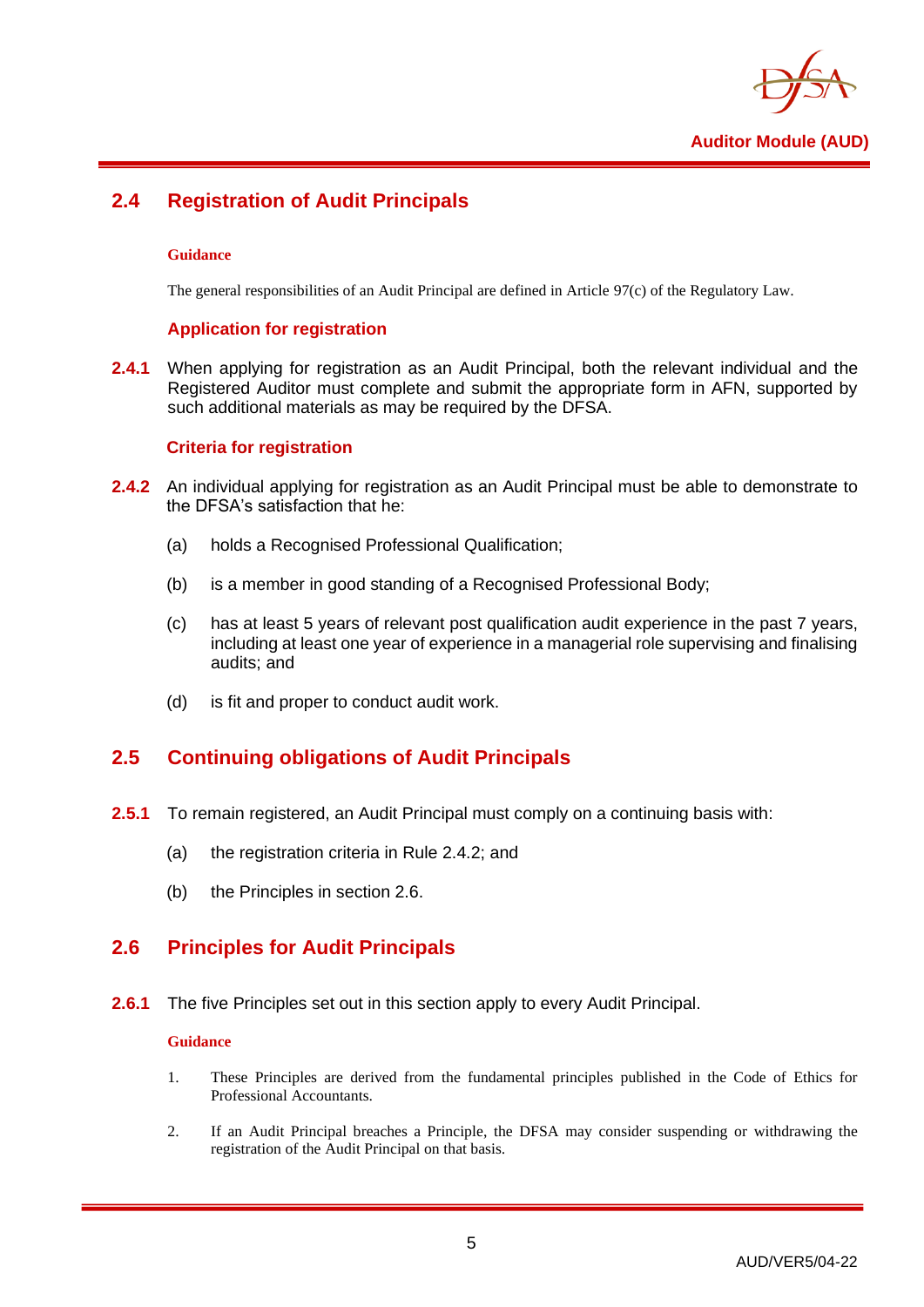## 2.4 Registration of Audit Principals

**Guidance**

The general responsibilities of an Audit Principal are defined in Article 97(c) of the Regulatory Law.

### Application for registration

**2.4.1** When applying for registration as an Audit Principal, both the relevant individual and the Registered Auditor must complete and submit the appropriate form in AFN, supported by such additional materials as may be required by the DFSA.

### Criteria for registration

**2.4.2** An individual applying for registration as an Audit Principal must be able to demonstrate to the DFSA's satisfaction that he:

(a) holds a Recognised Professional Qualification;

(b) is a member in good standing of a Recognised Professional Body;

(c) has at least 5 years of relevant post qualification audit experience in the past 7 years, including at least one year of experience in a managerial role supervising and finalising audits; and

(d) is fit and proper to conduct audit work.

## 2.5 Continuing obligations of Audit Principals

**2.5.1** To remain registered, an Audit Principal must comply on a continuing basis with:

(a) the registration criteria in Rule 2.4.2; and

(b) the Principles in section 2.6.

## 2.6 Principles for Audit Principals

**2.6.1** The five Principles set out in this section apply to every Audit Principal.

**Guidance**

1. These Principles are derived from the fundamental principles published in the Code of Ethics for Professional Accountants.

2. If an Audit Principal breaches a Principle, the DFSA may consider suspending or withdrawing the registration of the Audit Principal on that basis.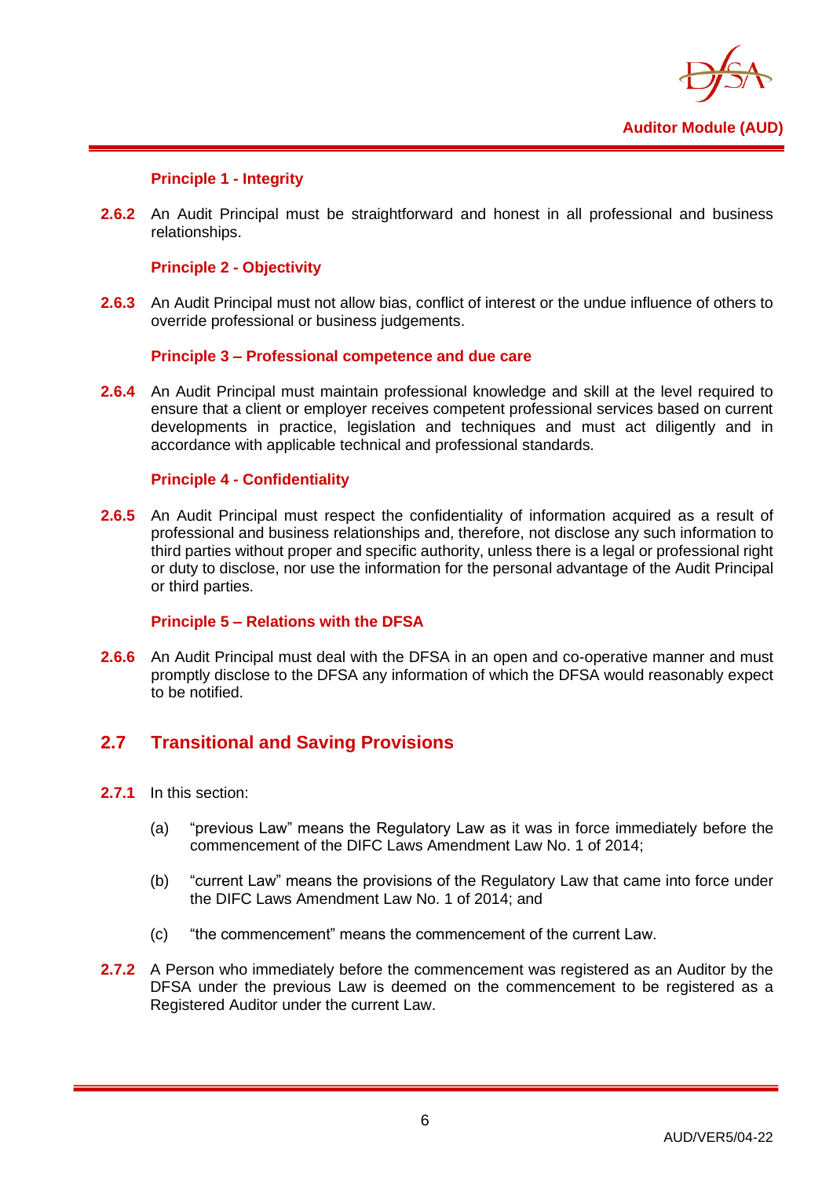**Principle 1 - Integrity**

**2.6.2** An Audit Principal must be straightforward and honest in all professional and business relationships.

**Principle 2 - Objectivity**

**2.6.3** An Audit Principal must not allow bias, conflict of interest or the undue influence of others to override professional or business judgements.

**Principle 3 – Professional competence and due care**

**2.6.4** An Audit Principal must maintain professional knowledge and skill at the level required to ensure that a client or employer receives competent professional services based on current developments in practice, legislation and techniques and must act diligently and in accordance with applicable technical and professional standards.

**Principle 4 - Confidentiality**

**2.6.5** An Audit Principal must respect the confidentiality of information acquired as a result of professional and business relationships and, therefore, not disclose any such information to third parties without proper and specific authority, unless there is a legal or professional right or duty to disclose, nor use the information for the personal advantage of the Audit Principal or third parties.

**Principle 5 – Relations with the DFSA**

**2.6.6** An Audit Principal must deal with the DFSA in an open and co-operative manner and must promptly disclose to the DFSA any information of which the DFSA would reasonably expect to be notified.

## 2.7 Transitional and Saving Provisions

**2.7.1** In this section:

(a) "previous Law" means the Regulatory Law as it was in force immediately before the commencement of the DIFC Laws Amendment Law No. 1 of 2014;

(b) "current Law" means the provisions of the Regulatory Law that came into force under the DIFC Laws Amendment Law No. 1 of 2014; and

(c) "the commencement" means the commencement of the current Law.

**2.7.2** A Person who immediately before the commencement was registered as an Auditor by the DFSA under the previous Law is deemed on the commencement to be registered as a Registered Auditor under the current Law.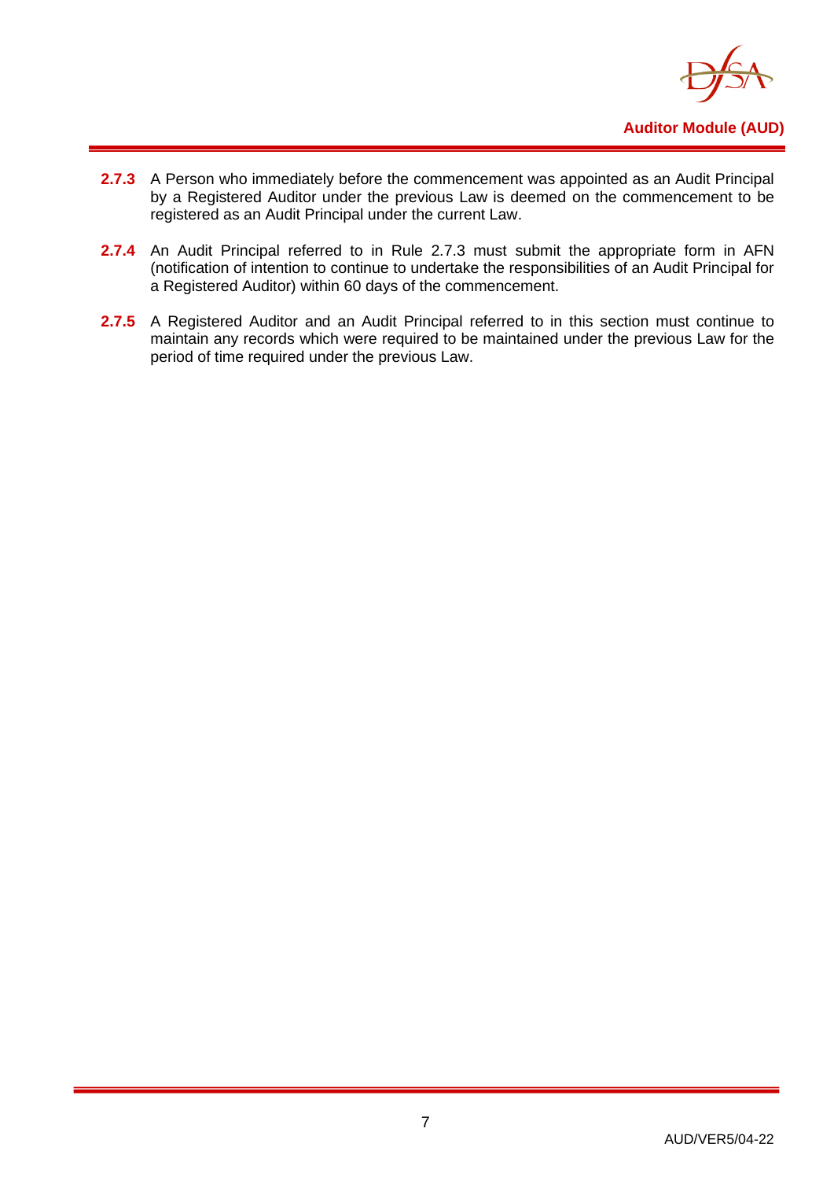**2.7.3** A Person who immediately before the commencement was appointed as an Audit Principal by a Registered Auditor under the previous Law is deemed on the commencement to be registered as an Audit Principal under the current Law.

**2.7.4** An Audit Principal referred to in Rule 2.7.3 must submit the appropriate form in AFN (notification of intention to continue to undertake the responsibilities of an Audit Principal for a Registered Auditor) within 60 days of the commencement.

**2.7.5** A Registered Auditor and an Audit Principal referred to in this section must continue to maintain any records which were required to be maintained under the previous Law for the period of time required under the previous Law.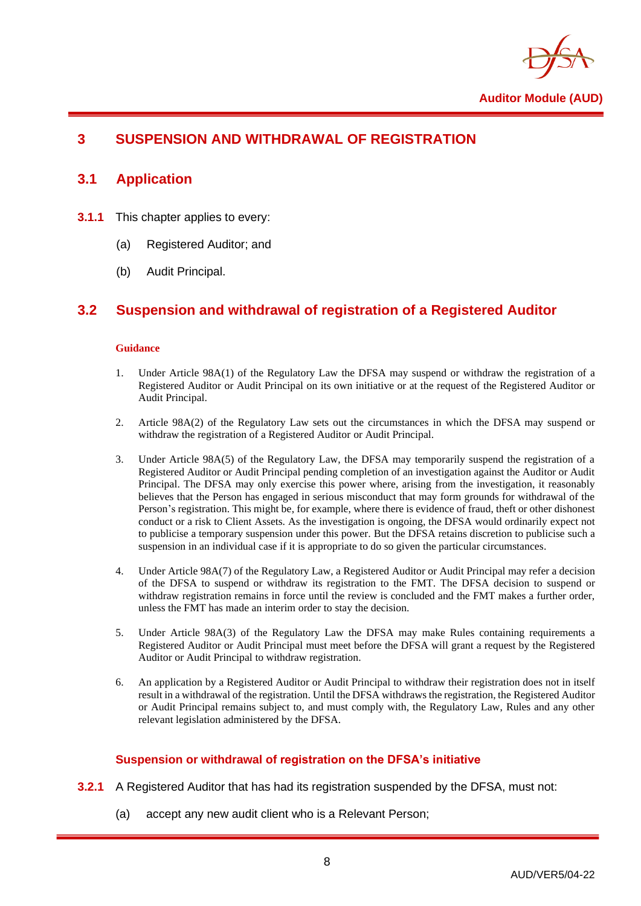# 3 SUSPENSION AND WITHDRAWAL OF REGISTRATION

## 3.1 Application

**3.1.1** This chapter applies to every:

(a) Registered Auditor; and

(b) Audit Principal.

## 3.2 Suspension and withdrawal of registration of a Registered Auditor

**Guidance**

1. Under Article 98A(1) of the Regulatory Law the DFSA may suspend or withdraw the registration of a Registered Auditor or Audit Principal on its own initiative or at the request of the Registered Auditor or Audit Principal.

2. Article 98A(2) of the Regulatory Law sets out the circumstances in which the DFSA may suspend or withdraw the registration of a Registered Auditor or Audit Principal.

3. Under Article 98A(5) of the Regulatory Law, the DFSA may temporarily suspend the registration of a Registered Auditor or Audit Principal pending completion of an investigation against the Auditor or Audit Principal. The DFSA may only exercise this power where, arising from the investigation, it reasonably believes that the Person has engaged in serious misconduct that may form grounds for withdrawal of the Person's registration. This might be, for example, where there is evidence of fraud, theft or other dishonest conduct or a risk to Client Assets. As the investigation is ongoing, the DFSA would ordinarily expect not to publicise a temporary suspension under this power. But the DFSA retains discretion to publicise such a suspension in an individual case if it is appropriate to do so given the particular circumstances.

4. Under Article 98A(7) of the Regulatory Law, a Registered Auditor or Audit Principal may refer a decision of the DFSA to suspend or withdraw its registration to the FMT. The DFSA decision to suspend or withdraw registration remains in force until the review is concluded and the FMT makes a further order, unless the FMT has made an interim order to stay the decision.

5. Under Article 98A(3) of the Regulatory Law the DFSA may make Rules containing requirements a Registered Auditor or Audit Principal must meet before the DFSA will grant a request by the Registered Auditor or Audit Principal to withdraw registration.

6. An application by a Registered Auditor or Audit Principal to withdraw their registration does not in itself result in a withdrawal of the registration. Until the DFSA withdraws the registration, the Registered Auditor or Audit Principal remains subject to, and must comply with, the Regulatory Law, Rules and any other relevant legislation administered by the DFSA.

### Suspension or withdrawal of registration on the DFSA's initiative

**3.2.1** A Registered Auditor that has had its registration suspended by the DFSA, must not:

(a) accept any new audit client who is a Relevant Person;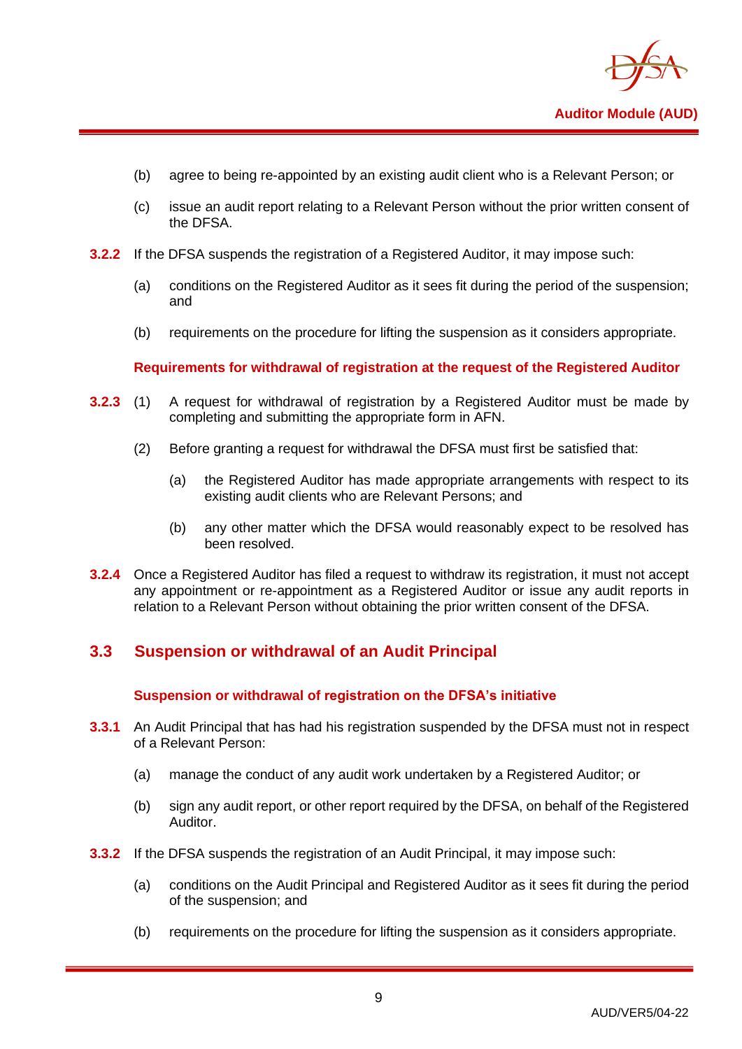(b) agree to being re-appointed by an existing audit client who is a Relevant Person; or

(c) issue an audit report relating to a Relevant Person without the prior written consent of the DFSA.

**3.2.2** If the DFSA suspends the registration of a Registered Auditor, it may impose such:

(a) conditions on the Registered Auditor as it sees fit during the period of the suspension; and

(b) requirements on the procedure for lifting the suspension as it considers appropriate.

#### Requirements for withdrawal of registration at the request of the Registered Auditor

**3.2.3** (1) A request for withdrawal of registration by a Registered Auditor must be made by completing and submitting the appropriate form in AFN.

(2) Before granting a request for withdrawal the DFSA must first be satisfied that:

(a) the Registered Auditor has made appropriate arrangements with respect to its existing audit clients who are Relevant Persons; and

(b) any other matter which the DFSA would reasonably expect to be resolved has been resolved.

**3.2.4** Once a Registered Auditor has filed a request to withdraw its registration, it must not accept any appointment or re-appointment as a Registered Auditor or issue any audit reports in relation to a Relevant Person without obtaining the prior written consent of the DFSA.

## 3.3 Suspension or withdrawal of an Audit Principal

#### Suspension or withdrawal of registration on the DFSA's initiative

**3.3.1** An Audit Principal that has had his registration suspended by the DFSA must not in respect of a Relevant Person:

(a) manage the conduct of any audit work undertaken by a Registered Auditor; or

(b) sign any audit report, or other report required by the DFSA, on behalf of the Registered Auditor.

**3.3.2** If the DFSA suspends the registration of an Audit Principal, it may impose such:

(a) conditions on the Audit Principal and Registered Auditor as it sees fit during the period of the suspension; and

(b) requirements on the procedure for lifting the suspension as it considers appropriate.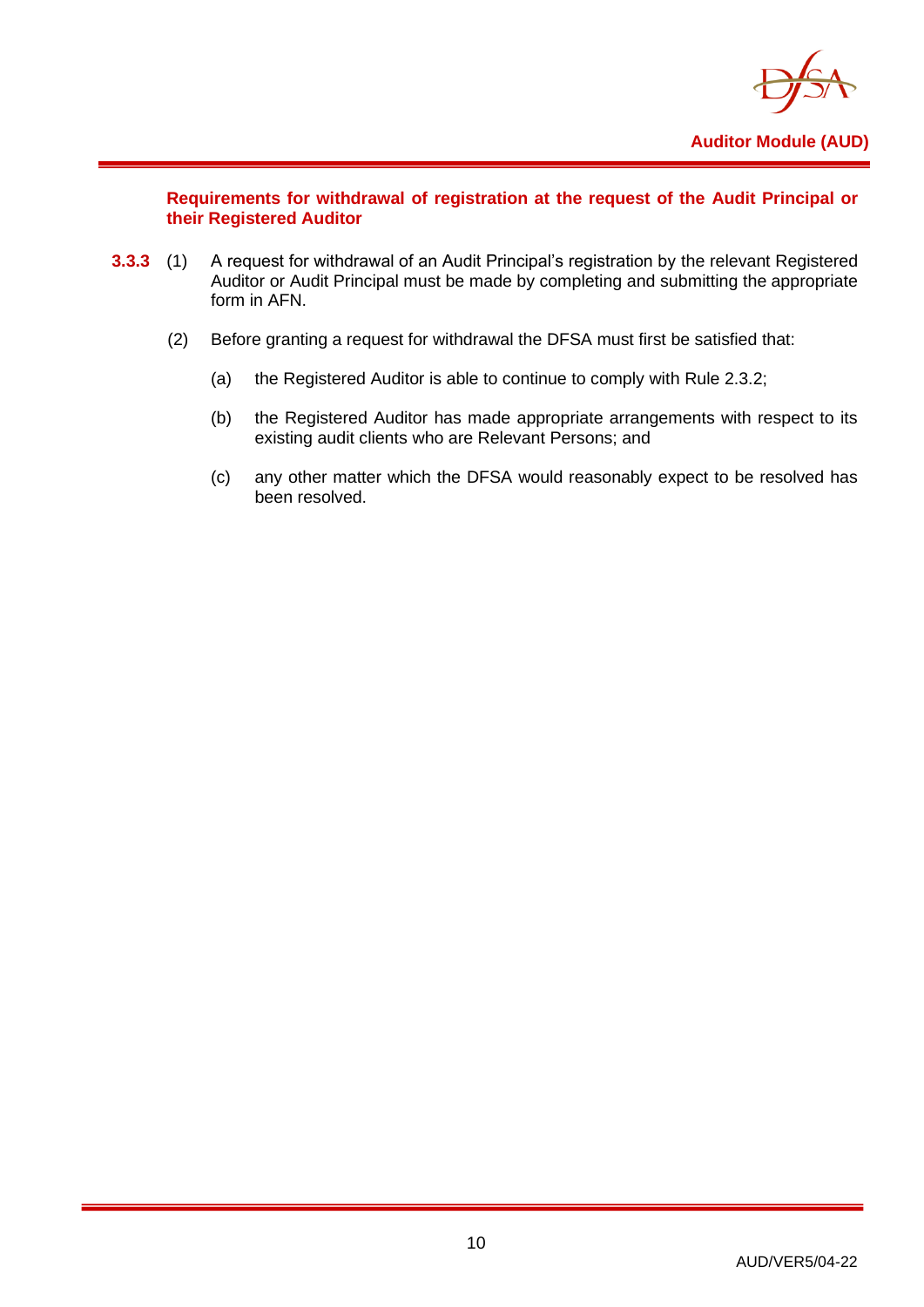**Requirements for withdrawal of registration at the request of the Audit Principal or their Registered Auditor**

**3.3.3** (1) A request for withdrawal of an Audit Principal's registration by the relevant Registered Auditor or Audit Principal must be made by completing and submitting the appropriate form in AFN.

(2) Before granting a request for withdrawal the DFSA must first be satisfied that:

(a) the Registered Auditor is able to continue to comply with Rule 2.3.2;

(b) the Registered Auditor has made appropriate arrangements with respect to its existing audit clients who are Relevant Persons; and

(c) any other matter which the DFSA would reasonably expect to be resolved has been resolved.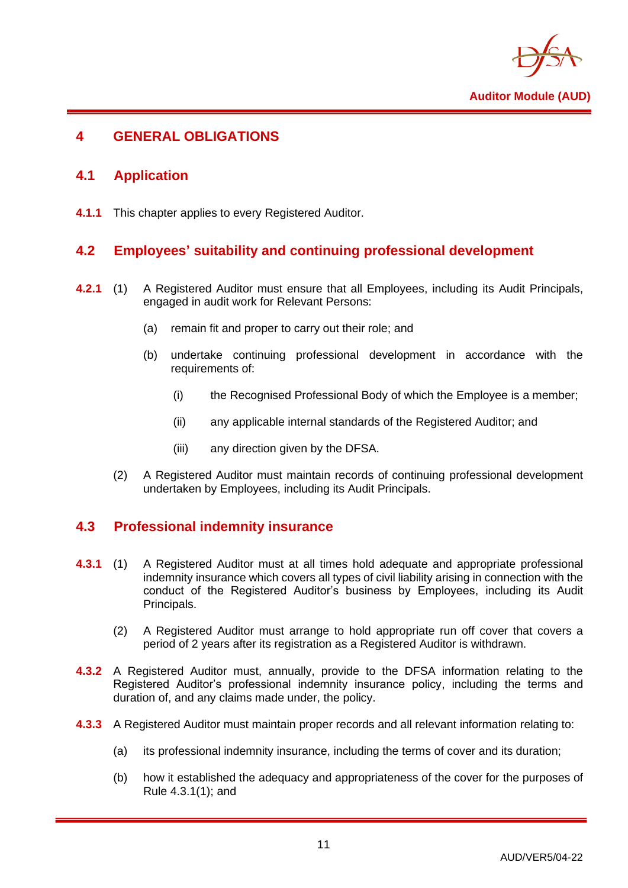# 4 GENERAL OBLIGATIONS

## 4.1 Application

**4.1.1** This chapter applies to every Registered Auditor.

## 4.2 Employees' suitability and continuing professional development

**4.2.1** (1) A Registered Auditor must ensure that all Employees, including its Audit Principals, engaged in audit work for Relevant Persons:

- (a) remain fit and proper to carry out their role; and
- (b) undertake continuing professional development in accordance with the requirements of:
  - (i) the Recognised Professional Body of which the Employee is a member;
  - (ii) any applicable internal standards of the Registered Auditor; and
  - (iii) any direction given by the DFSA.

(2) A Registered Auditor must maintain records of continuing professional development undertaken by Employees, including its Audit Principals.

## 4.3 Professional indemnity insurance

**4.3.1** (1) A Registered Auditor must at all times hold adequate and appropriate professional indemnity insurance which covers all types of civil liability arising in connection with the conduct of the Registered Auditor's business by Employees, including its Audit Principals.

(2) A Registered Auditor must arrange to hold appropriate run off cover that covers a period of 2 years after its registration as a Registered Auditor is withdrawn.

**4.3.2** A Registered Auditor must, annually, provide to the DFSA information relating to the Registered Auditor's professional indemnity insurance policy, including the terms and duration of, and any claims made under, the policy.

**4.3.3** A Registered Auditor must maintain proper records and all relevant information relating to:

- (a) its professional indemnity insurance, including the terms of cover and its duration;
- (b) how it established the adequacy and appropriateness of the cover for the purposes of Rule 4.3.1(1); and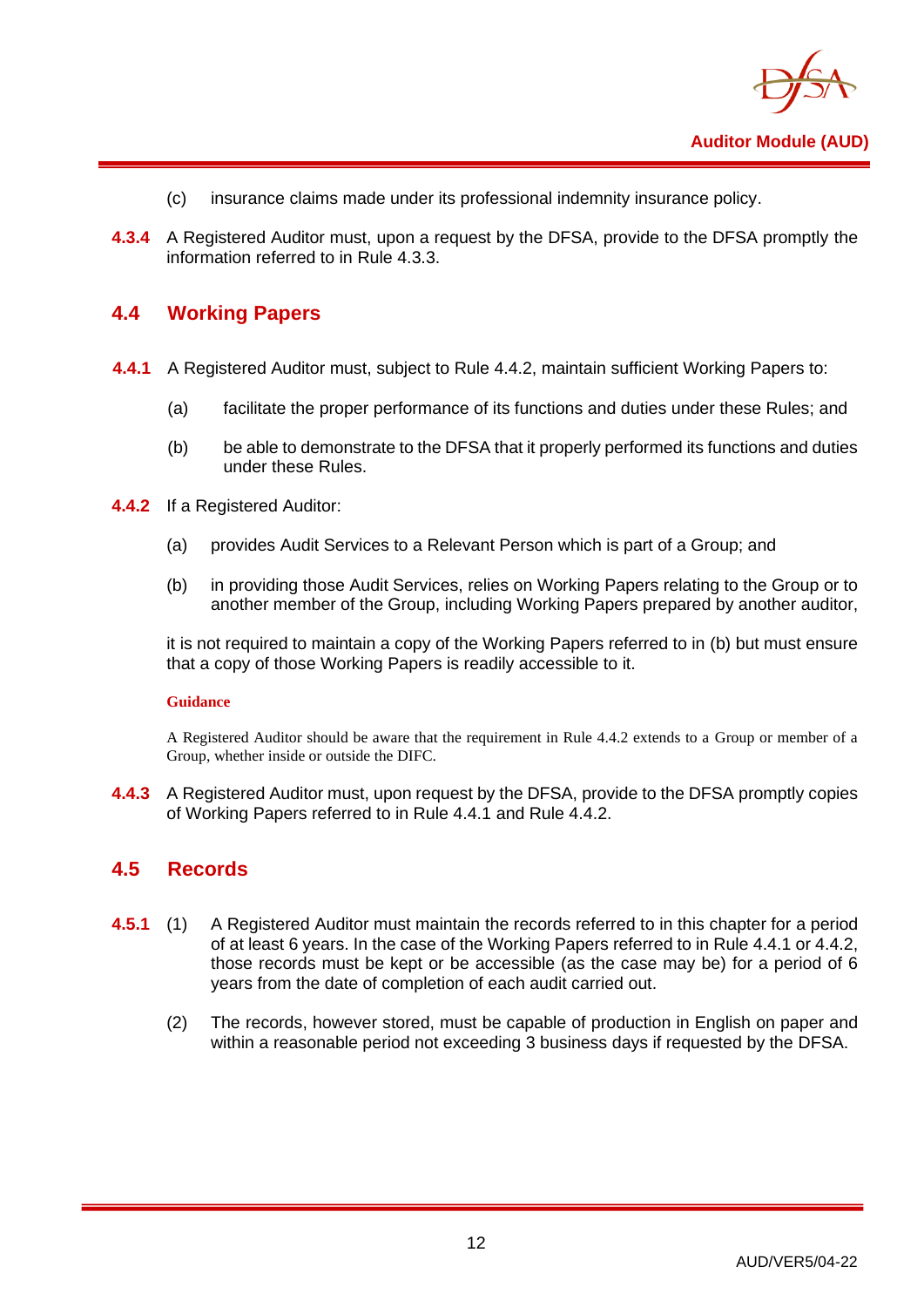(c) insurance claims made under its professional indemnity insurance policy.

**4.3.4** A Registered Auditor must, upon a request by the DFSA, provide to the DFSA promptly the information referred to in Rule 4.3.3.

## 4.4 Working Papers

**4.4.1** A Registered Auditor must, subject to Rule 4.4.2, maintain sufficient Working Papers to:

(a) facilitate the proper performance of its functions and duties under these Rules; and

(b) be able to demonstrate to the DFSA that it properly performed its functions and duties under these Rules.

**4.4.2** If a Registered Auditor:

(a) provides Audit Services to a Relevant Person which is part of a Group; and

(b) in providing those Audit Services, relies on Working Papers relating to the Group or to another member of the Group, including Working Papers prepared by another auditor,

it is not required to maintain a copy of the Working Papers referred to in (b) but must ensure that a copy of those Working Papers is readily accessible to it.

**Guidance**

A Registered Auditor should be aware that the requirement in Rule 4.4.2 extends to a Group or member of a Group, whether inside or outside the DIFC.

**4.4.3** A Registered Auditor must, upon request by the DFSA, provide to the DFSA promptly copies of Working Papers referred to in Rule 4.4.1 and Rule 4.4.2.

## 4.5 Records

**4.5.1** (1) A Registered Auditor must maintain the records referred to in this chapter for a period of at least 6 years. In the case of the Working Papers referred to in Rule 4.4.1 or 4.4.2, those records must be kept or be accessible (as the case may be) for a period of 6 years from the date of completion of each audit carried out.

(2) The records, however stored, must be capable of production in English on paper and within a reasonable period not exceeding 3 business days if requested by the DFSA.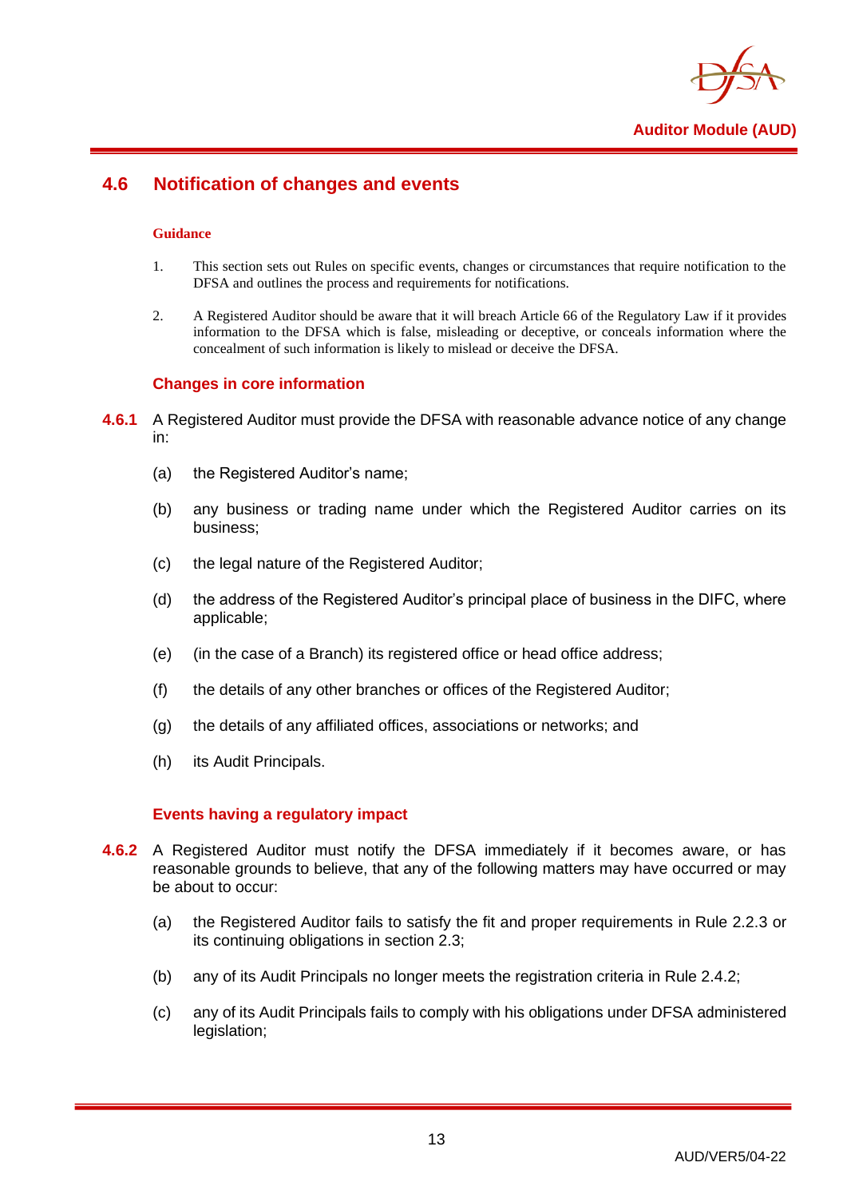## 4.6 Notification of changes and events

**Guidance**

1. This section sets out Rules on specific events, changes or circumstances that require notification to the DFSA and outlines the process and requirements for notifications.

2. A Registered Auditor should be aware that it will breach Article 66 of the Regulatory Law if it provides information to the DFSA which is false, misleading or deceptive, or conceals information where the concealment of such information is likely to mislead or deceive the DFSA.

### Changes in core information

**4.6.1** A Registered Auditor must provide the DFSA with reasonable advance notice of any change in:

(a) the Registered Auditor's name;

(b) any business or trading name under which the Registered Auditor carries on its business;

(c) the legal nature of the Registered Auditor;

(d) the address of the Registered Auditor's principal place of business in the DIFC, where applicable;

(e) (in the case of a Branch) its registered office or head office address;

(f) the details of any other branches or offices of the Registered Auditor;

(g) the details of any affiliated offices, associations or networks; and

(h) its Audit Principals.

### Events having a regulatory impact

**4.6.2** A Registered Auditor must notify the DFSA immediately if it becomes aware, or has reasonable grounds to believe, that any of the following matters may have occurred or may be about to occur:

(a) the Registered Auditor fails to satisfy the fit and proper requirements in Rule 2.2.3 or its continuing obligations in section 2.3;

(b) any of its Audit Principals no longer meets the registration criteria in Rule 2.4.2;

(c) any of its Audit Principals fails to comply with his obligations under DFSA administered legislation;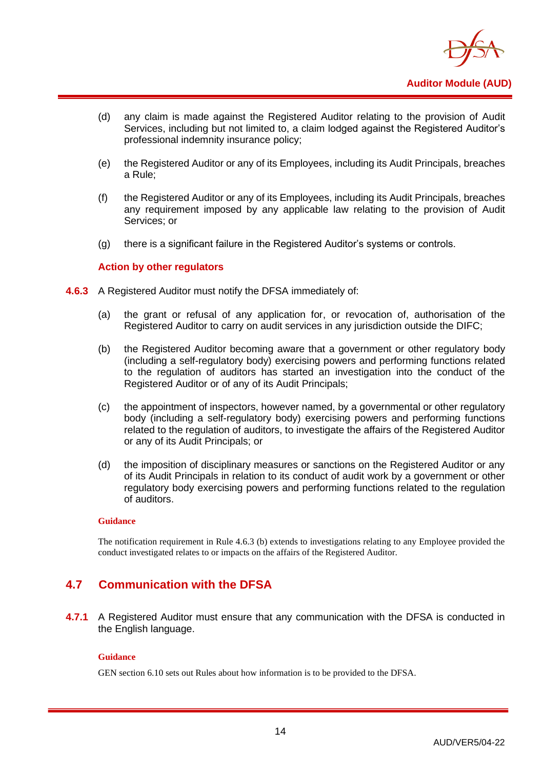(d) any claim is made against the Registered Auditor relating to the provision of Audit Services, including but not limited to, a claim lodged against the Registered Auditor's professional indemnity insurance policy;

(e) the Registered Auditor or any of its Employees, including its Audit Principals, breaches a Rule;

(f) the Registered Auditor or any of its Employees, including its Audit Principals, breaches any requirement imposed by any applicable law relating to the provision of Audit Services; or

(g) there is a significant failure in the Registered Auditor's systems or controls.

#### Action by other regulators

**4.6.3** A Registered Auditor must notify the DFSA immediately of:

(a) the grant or refusal of any application for, or revocation of, authorisation of the Registered Auditor to carry on audit services in any jurisdiction outside the DIFC;

(b) the Registered Auditor becoming aware that a government or other regulatory body (including a self-regulatory body) exercising powers and performing functions related to the regulation of auditors has started an investigation into the conduct of the Registered Auditor or of any of its Audit Principals;

(c) the appointment of inspectors, however named, by a governmental or other regulatory body (including a self-regulatory body) exercising powers and performing functions related to the regulation of auditors, to investigate the affairs of the Registered Auditor or any of its Audit Principals; or

(d) the imposition of disciplinary measures or sanctions on the Registered Auditor or any of its Audit Principals in relation to its conduct of audit work by a government or other regulatory body exercising powers and performing functions related to the regulation of auditors.

**Guidance**

The notification requirement in Rule 4.6.3 (b) extends to investigations relating to any Employee provided the conduct investigated relates to or impacts on the affairs of the Registered Auditor.

## 4.7 Communication with the DFSA

**4.7.1** A Registered Auditor must ensure that any communication with the DFSA is conducted in the English language.

**Guidance**

GEN section 6.10 sets out Rules about how information is to be provided to the DFSA.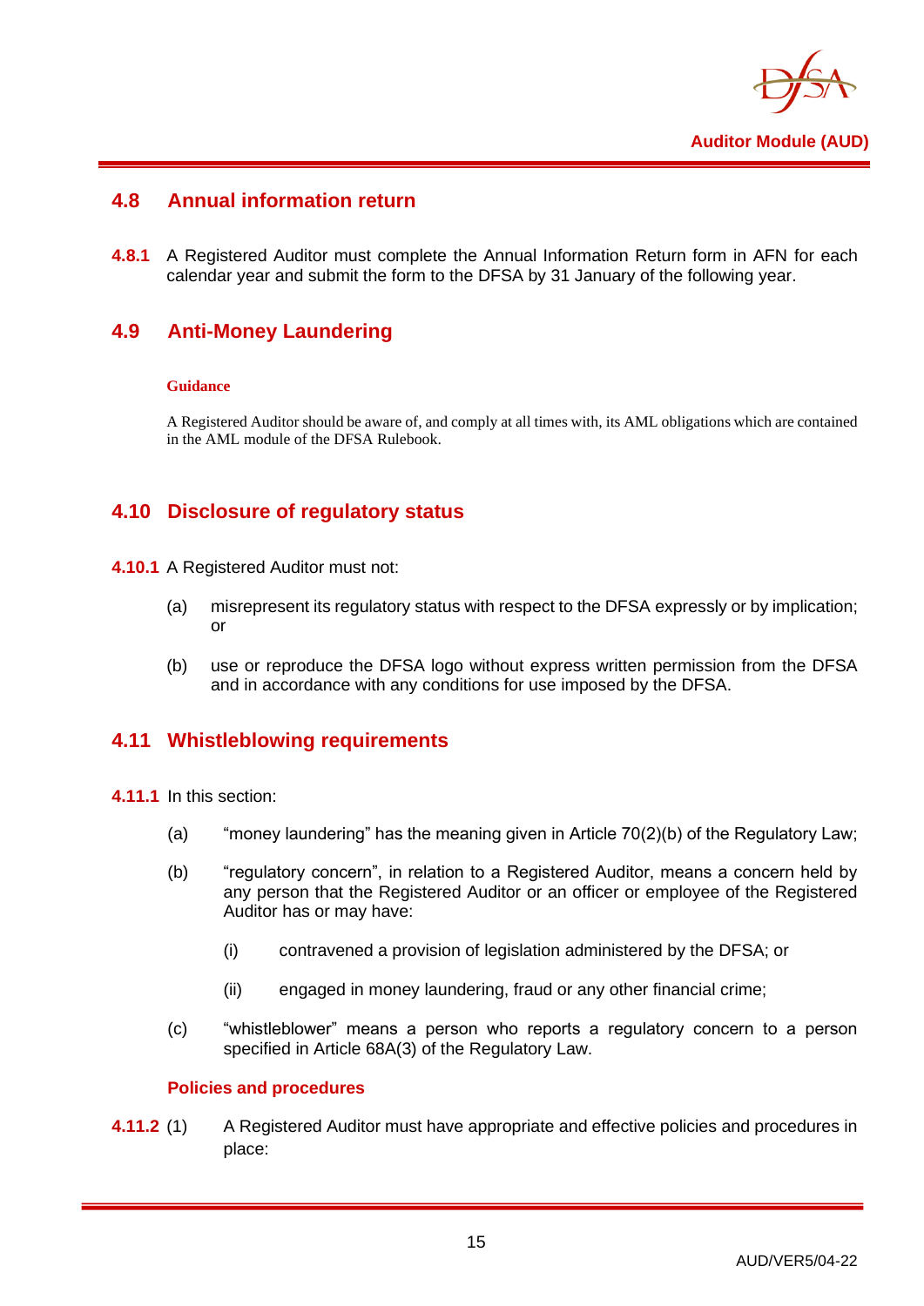## 4.8 Annual information return

**4.8.1** A Registered Auditor must complete the Annual Information Return form in AFN for each calendar year and submit the form to the DFSA by 31 January of the following year.

## 4.9 Anti-Money Laundering

**Guidance**

A Registered Auditor should be aware of, and comply at all times with, its AML obligations which are contained in the AML module of the DFSA Rulebook.

## 4.10 Disclosure of regulatory status

**4.10.1** A Registered Auditor must not:

(a) misrepresent its regulatory status with respect to the DFSA expressly or by implication; or

(b) use or reproduce the DFSA logo without express written permission from the DFSA and in accordance with any conditions for use imposed by the DFSA.

## 4.11 Whistleblowing requirements

**4.11.1** In this section:

(a) "money laundering" has the meaning given in Article 70(2)(b) of the Regulatory Law;

(b) "regulatory concern", in relation to a Registered Auditor, means a concern held by any person that the Registered Auditor or an officer or employee of the Registered Auditor has or may have:

  (i) contravened a provision of legislation administered by the DFSA; or

  (ii) engaged in money laundering, fraud or any other financial crime;

(c) "whistleblower" means a person who reports a regulatory concern to a person specified in Article 68A(3) of the Regulatory Law.

**Policies and procedures**

**4.11.2** (1) A Registered Auditor must have appropriate and effective policies and procedures in place: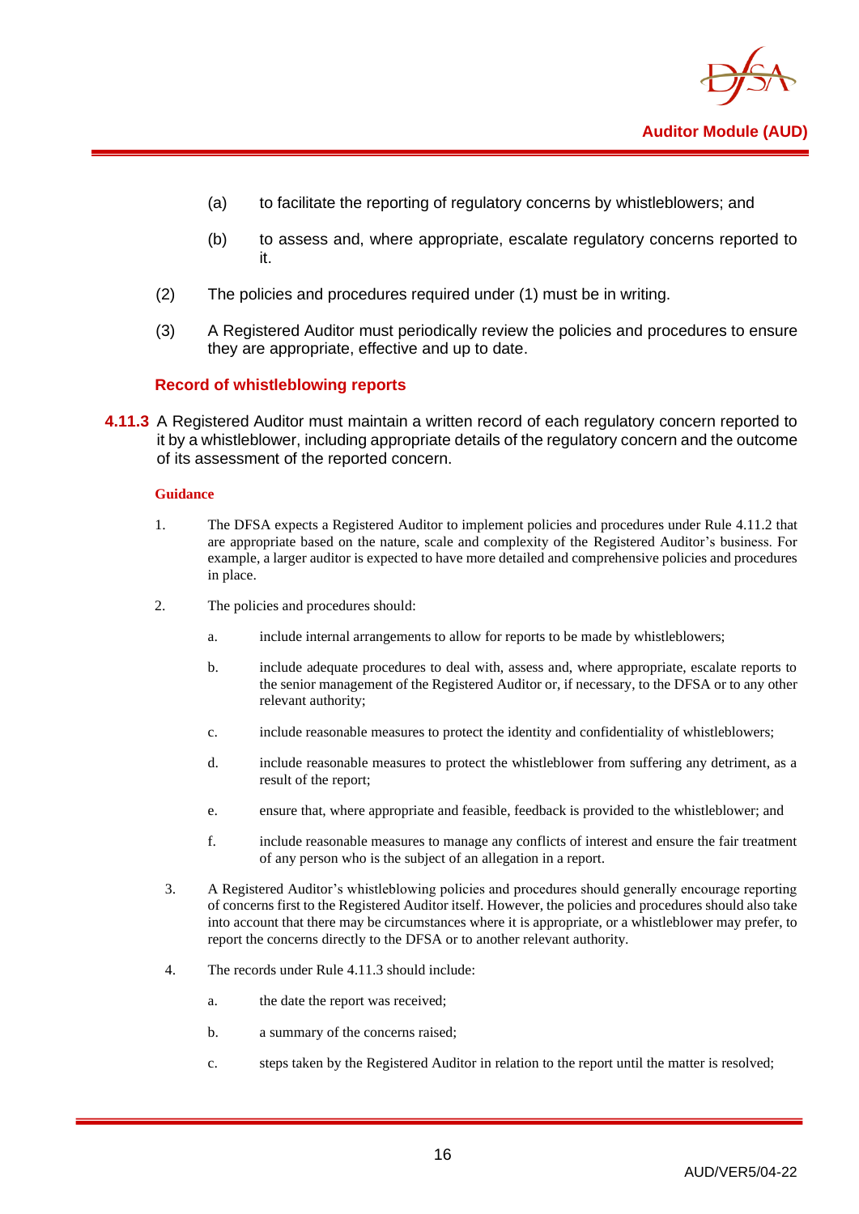(a) to facilitate the reporting of regulatory concerns by whistleblowers; and

(b) to assess and, where appropriate, escalate regulatory concerns reported to it.

(2) The policies and procedures required under (1) must be in writing.

(3) A Registered Auditor must periodically review the policies and procedures to ensure they are appropriate, effective and up to date.

### Record of whistleblowing reports

**4.11.3** A Registered Auditor must maintain a written record of each regulatory concern reported to it by a whistleblower, including appropriate details of the regulatory concern and the outcome of its assessment of the reported concern.

**Guidance**

1. The DFSA expects a Registered Auditor to implement policies and procedures under Rule 4.11.2 that are appropriate based on the nature, scale and complexity of the Registered Auditor's business. For example, a larger auditor is expected to have more detailed and comprehensive policies and procedures in place.

2. The policies and procedures should:

   a. include internal arrangements to allow for reports to be made by whistleblowers;

   b. include adequate procedures to deal with, assess and, where appropriate, escalate reports to the senior management of the Registered Auditor or, if necessary, to the DFSA or to any other relevant authority;

   c. include reasonable measures to protect the identity and confidentiality of whistleblowers;

   d. include reasonable measures to protect the whistleblower from suffering any detriment, as a result of the report;

   e. ensure that, where appropriate and feasible, feedback is provided to the whistleblower; and

   f. include reasonable measures to manage any conflicts of interest and ensure the fair treatment of any person who is the subject of an allegation in a report.

3. A Registered Auditor's whistleblowing policies and procedures should generally encourage reporting of concerns first to the Registered Auditor itself. However, the policies and procedures should also take into account that there may be circumstances where it is appropriate, or a whistleblower may prefer, to report the concerns directly to the DFSA or to another relevant authority.

4. The records under Rule 4.11.3 should include:

   a. the date the report was received;

   b. a summary of the concerns raised;

   c. steps taken by the Registered Auditor in relation to the report until the matter is resolved;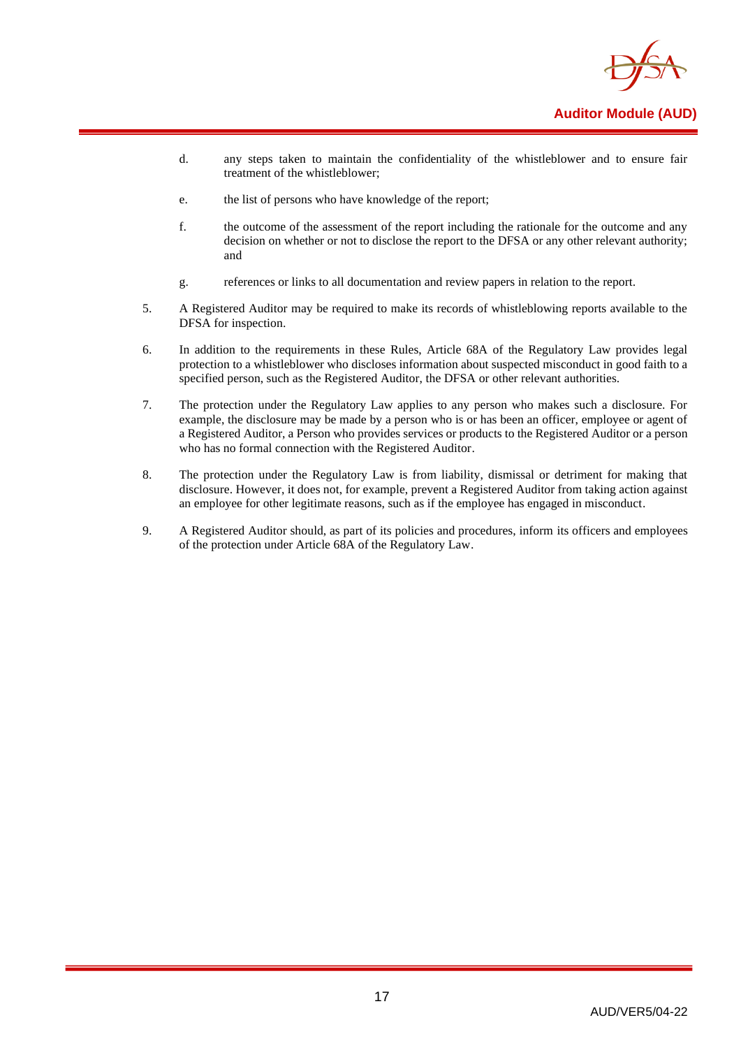d. any steps taken to maintain the confidentiality of the whistleblower and to ensure fair treatment of the whistleblower;

e. the list of persons who have knowledge of the report;

f. the outcome of the assessment of the report including the rationale for the outcome and any decision on whether or not to disclose the report to the DFSA or any other relevant authority; and

g. references or links to all documentation and review papers in relation to the report.

5. A Registered Auditor may be required to make its records of whistleblowing reports available to the DFSA for inspection.

6. In addition to the requirements in these Rules, Article 68A of the Regulatory Law provides legal protection to a whistleblower who discloses information about suspected misconduct in good faith to a specified person, such as the Registered Auditor, the DFSA or other relevant authorities.

7. The protection under the Regulatory Law applies to any person who makes such a disclosure. For example, the disclosure may be made by a person who is or has been an officer, employee or agent of a Registered Auditor, a Person who provides services or products to the Registered Auditor or a person who has no formal connection with the Registered Auditor.

8. The protection under the Regulatory Law is from liability, dismissal or detriment for making that disclosure. However, it does not, for example, prevent a Registered Auditor from taking action against an employee for other legitimate reasons, such as if the employee has engaged in misconduct.

9. A Registered Auditor should, as part of its policies and procedures, inform its officers and employees of the protection under Article 68A of the Regulatory Law.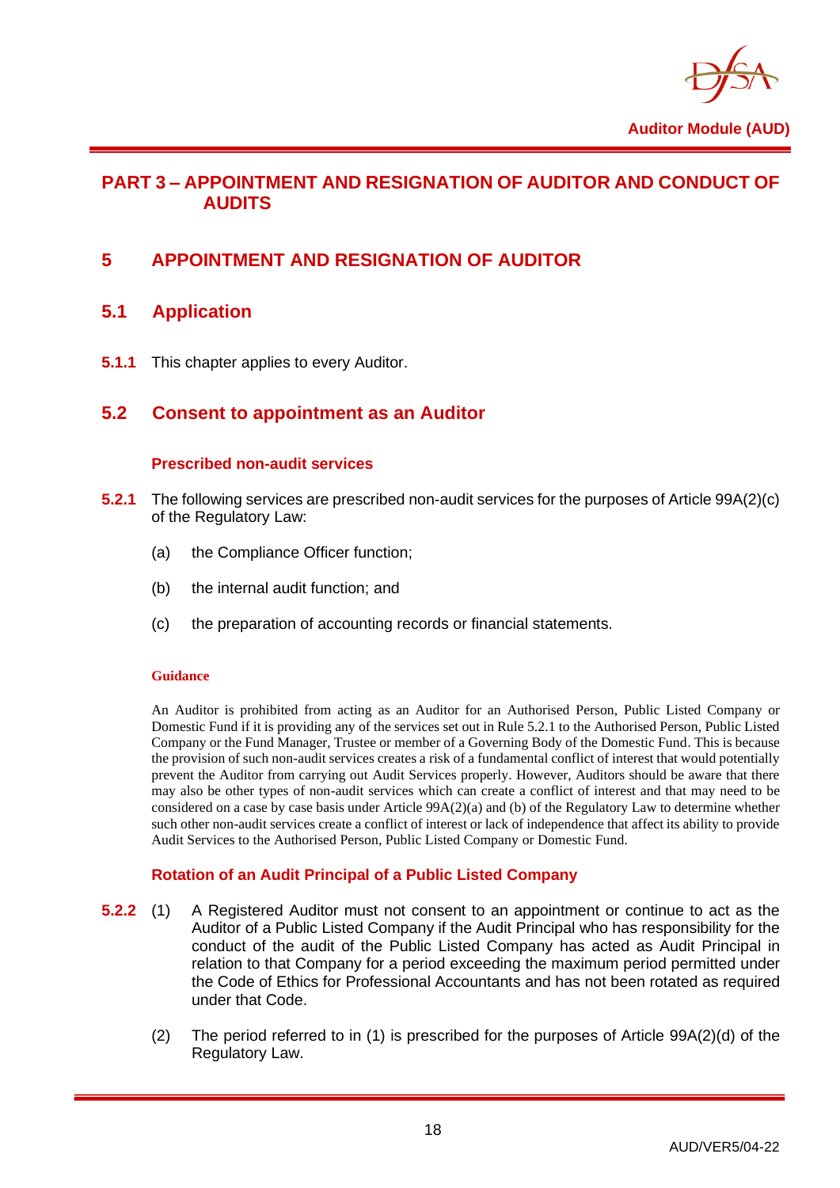# PART 3 – APPOINTMENT AND RESIGNATION OF AUDITOR AND CONDUCT OF AUDITS

## 5 APPOINTMENT AND RESIGNATION OF AUDITOR

### 5.1 Application

**5.1.1** This chapter applies to every Auditor.

### 5.2 Consent to appointment as an Auditor

#### Prescribed non-audit services

**5.2.1** The following services are prescribed non-audit services for the purposes of Article 99A(2)(c) of the Regulatory Law:

(a) the Compliance Officer function;

(b) the internal audit function; and

(c) the preparation of accounting records or financial statements.

**Guidance**

An Auditor is prohibited from acting as an Auditor for an Authorised Person, Public Listed Company or Domestic Fund if it is providing any of the services set out in Rule 5.2.1 to the Authorised Person, Public Listed Company or the Fund Manager, Trustee or member of a Governing Body of the Domestic Fund. This is because the provision of such non-audit services creates a risk of a fundamental conflict of interest that would potentially prevent the Auditor from carrying out Audit Services properly. However, Auditors should be aware that there may also be other types of non-audit services which can create a conflict of interest and that may need to be considered on a case by case basis under Article 99A(2)(a) and (b) of the Regulatory Law to determine whether such other non-audit services create a conflict of interest or lack of independence that affect its ability to provide Audit Services to the Authorised Person, Public Listed Company or Domestic Fund.

#### Rotation of an Audit Principal of a Public Listed Company

**5.2.2** (1) A Registered Auditor must not consent to an appointment or continue to act as the Auditor of a Public Listed Company if the Audit Principal who has responsibility for the conduct of the audit of the Public Listed Company has acted as Audit Principal in relation to that Company for a period exceeding the maximum period permitted under the Code of Ethics for Professional Accountants and has not been rotated as required under that Code.

(2) The period referred to in (1) is prescribed for the purposes of Article 99A(2)(d) of the Regulatory Law.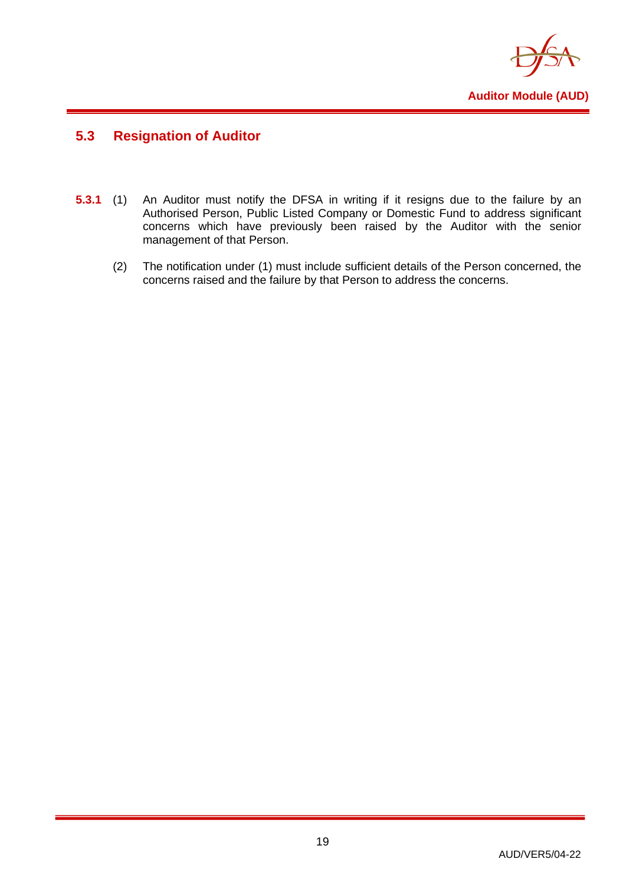## 5.3 Resignation of Auditor

**5.3.1** (1) An Auditor must notify the DFSA in writing if it resigns due to the failure by an Authorised Person, Public Listed Company or Domestic Fund to address significant concerns which have previously been raised by the Auditor with the senior management of that Person.

(2) The notification under (1) must include sufficient details of the Person concerned, the concerns raised and the failure by that Person to address the concerns.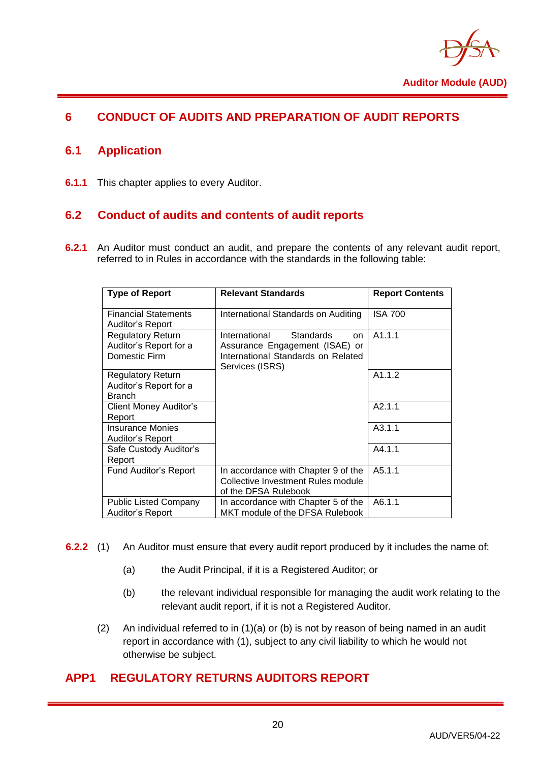# 6 CONDUCT OF AUDITS AND PREPARATION OF AUDIT REPORTS

## 6.1 Application

**6.1.1** This chapter applies to every Auditor.

## 6.2 Conduct of audits and contents of audit reports

**6.2.1** An Auditor must conduct an audit, and prepare the contents of any relevant audit report, referred to in Rules in accordance with the standards in the following table:

| Type of Report | Relevant Standards | Report Contents |
|---|---|---|
| Financial Statements Auditor's Report | International Standards on Auditing | ISA 700 |
| Regulatory Return Auditor's Report for a Domestic Firm | International Standards on Assurance Engagement (ISAE) or International Standards on Related Services (ISRS) | A1.1.1 |
| Regulatory Return Auditor's Report for a Branch | | A1.1.2 |
| Client Money Auditor's Report | | A2.1.1 |
| Insurance Monies Auditor's Report | | A3.1.1 |
| Safe Custody Auditor's Report | | A4.1.1 |
| Fund Auditor's Report | In accordance with Chapter 9 of the Collective Investment Rules module of the DFSA Rulebook | A5.1.1 |
| Public Listed Company Auditor's Report | In accordance with Chapter 5 of the MKT module of the DFSA Rulebook | A6.1.1 |

**6.2.2** (1) An Auditor must ensure that every audit report produced by it includes the name of:

(a) the Audit Principal, if it is a Registered Auditor; or

(b) the relevant individual responsible for managing the audit work relating to the relevant audit report, if it is not a Registered Auditor.

(2) An individual referred to in (1)(a) or (b) is not by reason of being named in an audit report in accordance with (1), subject to any civil liability to which he would not otherwise be subject.

# APP1 REGULATORY RETURNS AUDITORS REPORT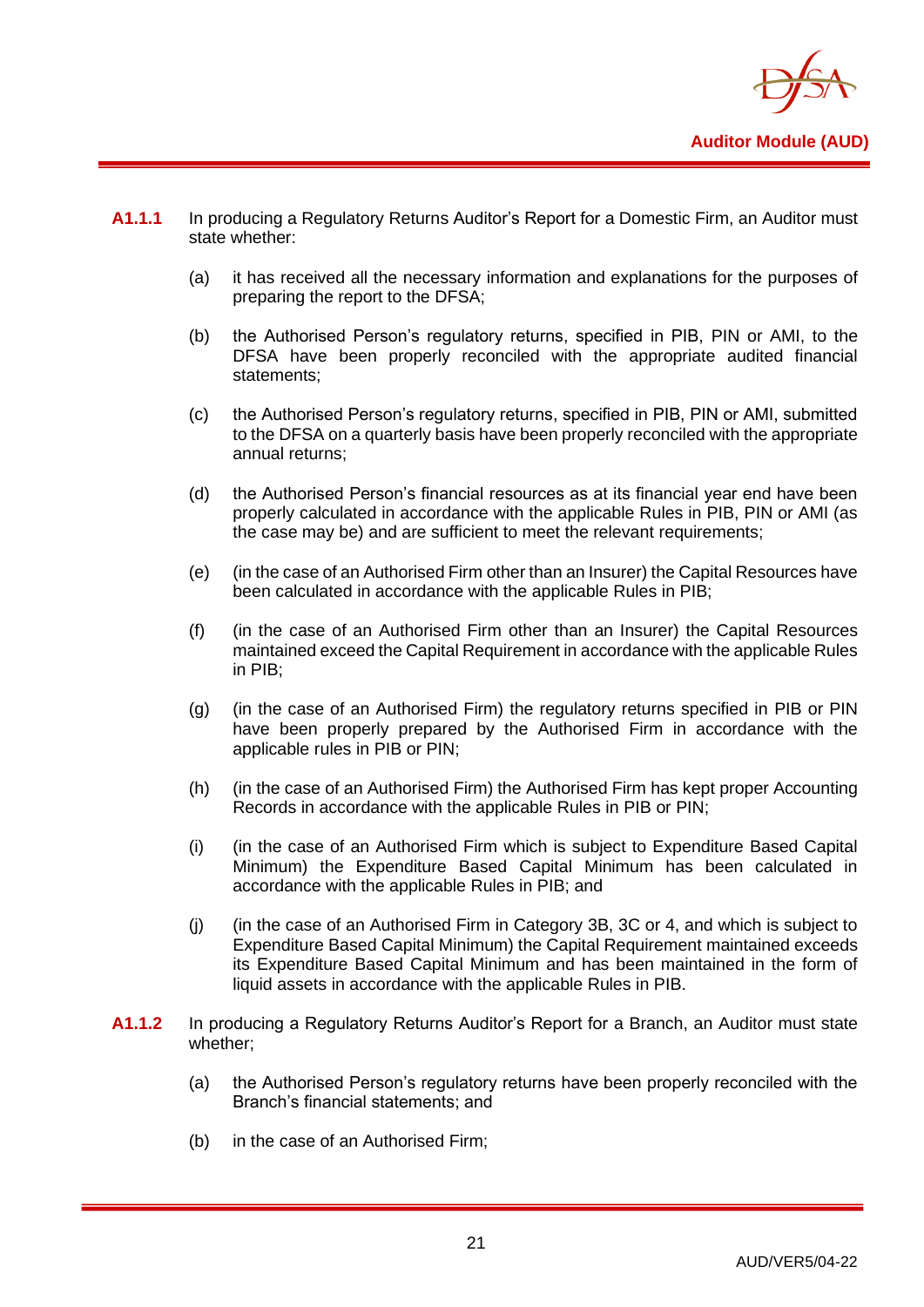**A1.1.1** In producing a Regulatory Returns Auditor's Report for a Domestic Firm, an Auditor must state whether:

(a) it has received all the necessary information and explanations for the purposes of preparing the report to the DFSA;

(b) the Authorised Person's regulatory returns, specified in PIB, PIN or AMI, to the DFSA have been properly reconciled with the appropriate audited financial statements;

(c) the Authorised Person's regulatory returns, specified in PIB, PIN or AMI, submitted to the DFSA on a quarterly basis have been properly reconciled with the appropriate annual returns;

(d) the Authorised Person's financial resources as at its financial year end have been properly calculated in accordance with the applicable Rules in PIB, PIN or AMI (as the case may be) and are sufficient to meet the relevant requirements;

(e) (in the case of an Authorised Firm other than an Insurer) the Capital Resources have been calculated in accordance with the applicable Rules in PIB;

(f) (in the case of an Authorised Firm other than an Insurer) the Capital Resources maintained exceed the Capital Requirement in accordance with the applicable Rules in PIB;

(g) (in the case of an Authorised Firm) the regulatory returns specified in PIB or PIN have been properly prepared by the Authorised Firm in accordance with the applicable rules in PIB or PIN;

(h) (in the case of an Authorised Firm) the Authorised Firm has kept proper Accounting Records in accordance with the applicable Rules in PIB or PIN;

(i) (in the case of an Authorised Firm which is subject to Expenditure Based Capital Minimum) the Expenditure Based Capital Minimum has been calculated in accordance with the applicable Rules in PIB; and

(j) (in the case of an Authorised Firm in Category 3B, 3C or 4, and which is subject to Expenditure Based Capital Minimum) the Capital Requirement maintained exceeds its Expenditure Based Capital Minimum and has been maintained in the form of liquid assets in accordance with the applicable Rules in PIB.

**A1.1.2** In producing a Regulatory Returns Auditor's Report for a Branch, an Auditor must state whether;

(a) the Authorised Person's regulatory returns have been properly reconciled with the Branch's financial statements; and

(b) in the case of an Authorised Firm;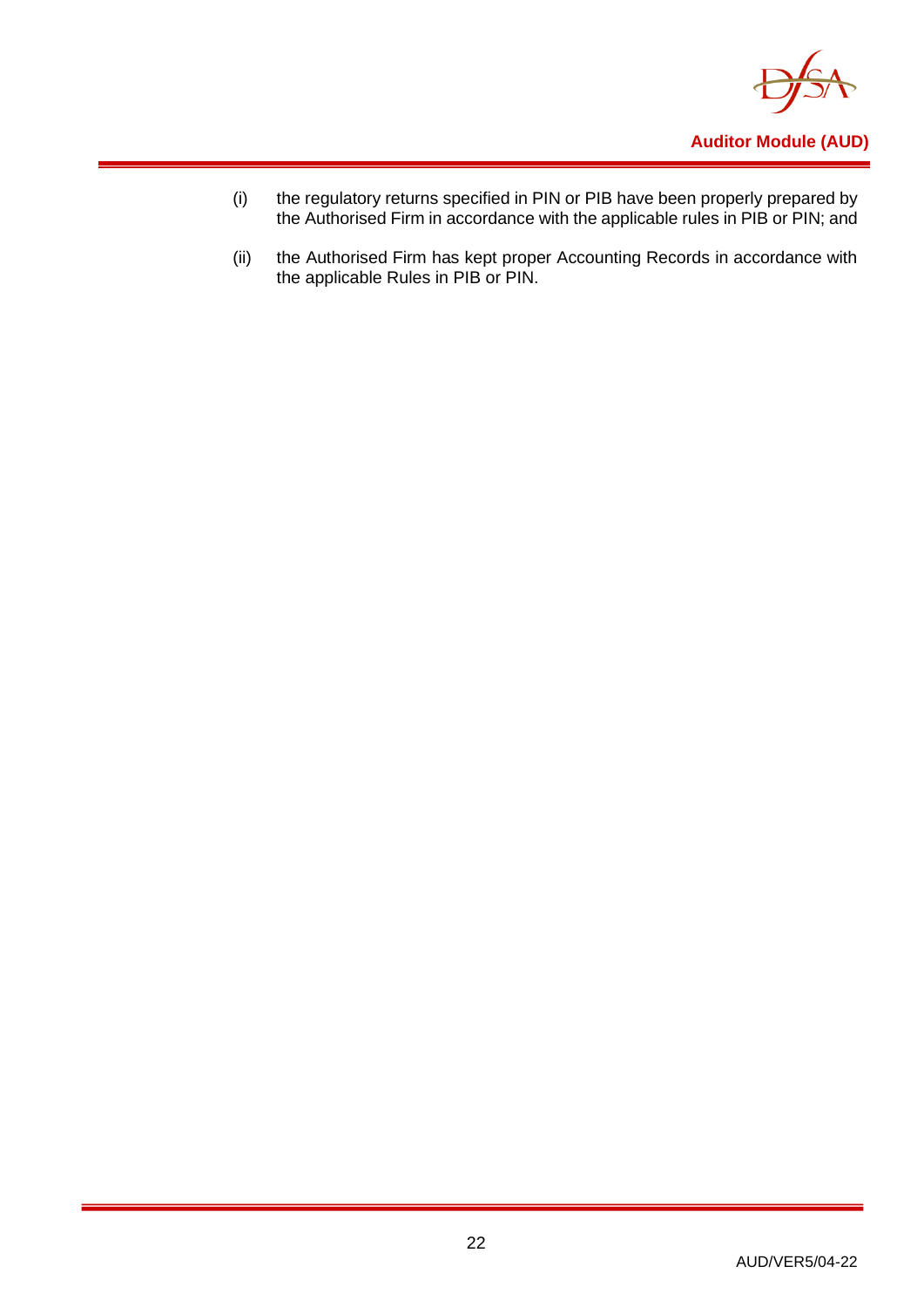(i) the regulatory returns specified in PIN or PIB have been properly prepared by the Authorised Firm in accordance with the applicable rules in PIB or PIN; and

(ii) the Authorised Firm has kept proper Accounting Records in accordance with the applicable Rules in PIB or PIN.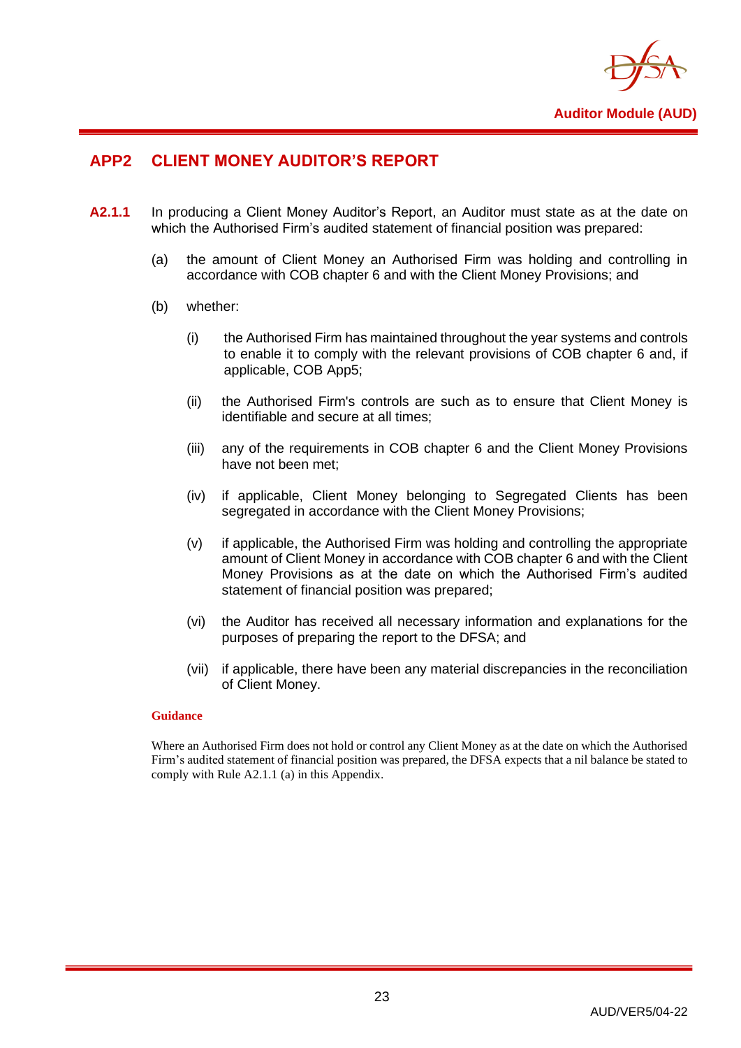## APP2 CLIENT MONEY AUDITOR'S REPORT

**A2.1.1** In producing a Client Money Auditor's Report, an Auditor must state as at the date on which the Authorised Firm's audited statement of financial position was prepared:

(a) the amount of Client Money an Authorised Firm was holding and controlling in accordance with COB chapter 6 and with the Client Money Provisions; and

(b) whether:

(i) the Authorised Firm has maintained throughout the year systems and controls to enable it to comply with the relevant provisions of COB chapter 6 and, if applicable, COB App5;

(ii) the Authorised Firm's controls are such as to ensure that Client Money is identifiable and secure at all times;

(iii) any of the requirements in COB chapter 6 and the Client Money Provisions have not been met;

(iv) if applicable, Client Money belonging to Segregated Clients has been segregated in accordance with the Client Money Provisions;

(v) if applicable, the Authorised Firm was holding and controlling the appropriate amount of Client Money in accordance with COB chapter 6 and with the Client Money Provisions as at the date on which the Authorised Firm's audited statement of financial position was prepared;

(vi) the Auditor has received all necessary information and explanations for the purposes of preparing the report to the DFSA; and

(vii) if applicable, there have been any material discrepancies in the reconciliation of Client Money.

**Guidance**

Where an Authorised Firm does not hold or control any Client Money as at the date on which the Authorised Firm's audited statement of financial position was prepared, the DFSA expects that a nil balance be stated to comply with Rule A2.1.1 (a) in this Appendix.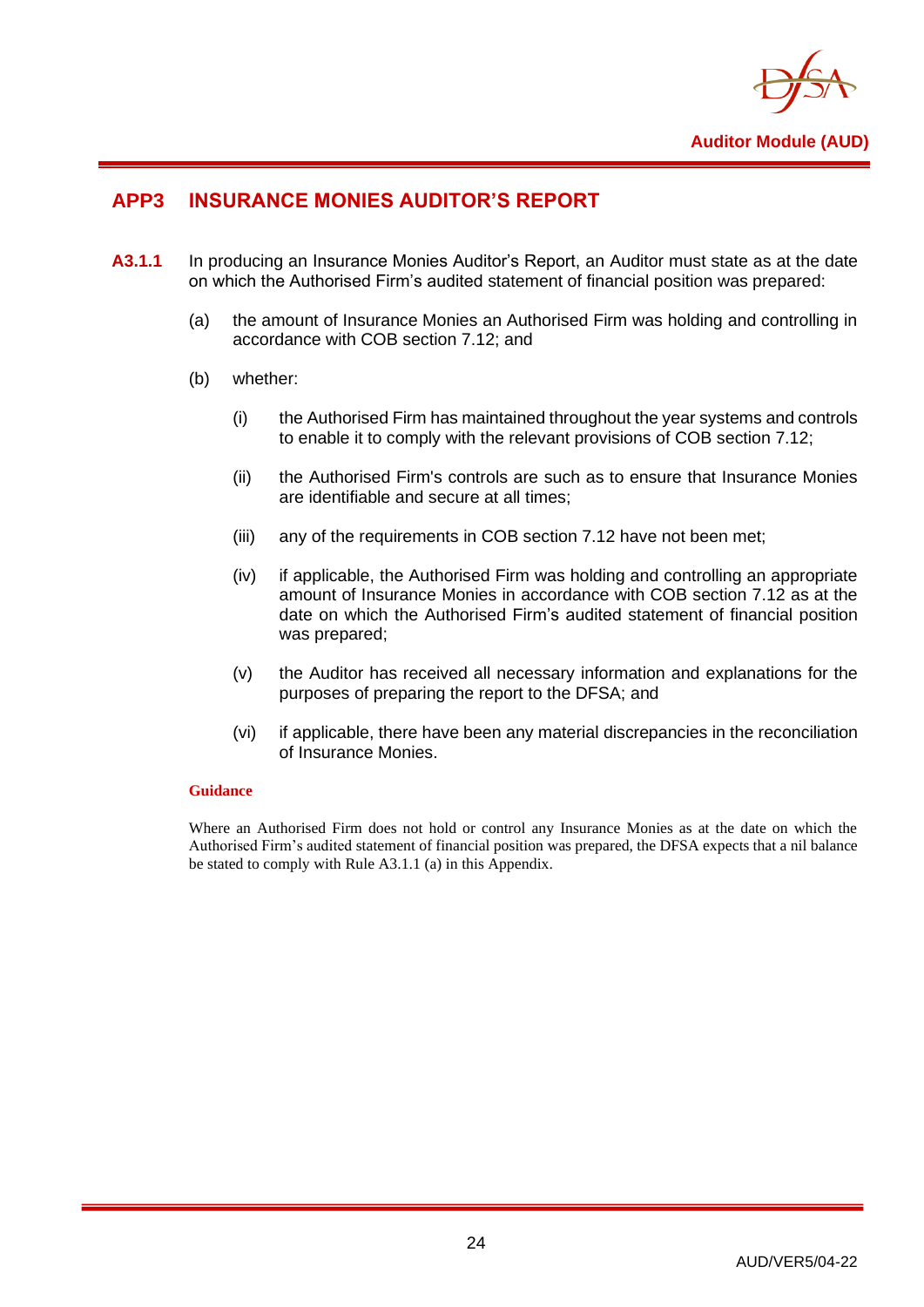## APP3 INSURANCE MONIES AUDITOR'S REPORT

**A3.1.1** In producing an Insurance Monies Auditor's Report, an Auditor must state as at the date on which the Authorised Firm's audited statement of financial position was prepared:

(a) the amount of Insurance Monies an Authorised Firm was holding and controlling in accordance with COB section 7.12; and

(b) whether:

(i) the Authorised Firm has maintained throughout the year systems and controls to enable it to comply with the relevant provisions of COB section 7.12;

(ii) the Authorised Firm's controls are such as to ensure that Insurance Monies are identifiable and secure at all times;

(iii) any of the requirements in COB section 7.12 have not been met;

(iv) if applicable, the Authorised Firm was holding and controlling an appropriate amount of Insurance Monies in accordance with COB section 7.12 as at the date on which the Authorised Firm's audited statement of financial position was prepared;

(v) the Auditor has received all necessary information and explanations for the purposes of preparing the report to the DFSA; and

(vi) if applicable, there have been any material discrepancies in the reconciliation of Insurance Monies.

**Guidance**

Where an Authorised Firm does not hold or control any Insurance Monies as at the date on which the Authorised Firm's audited statement of financial position was prepared, the DFSA expects that a nil balance be stated to comply with Rule A3.1.1 (a) in this Appendix.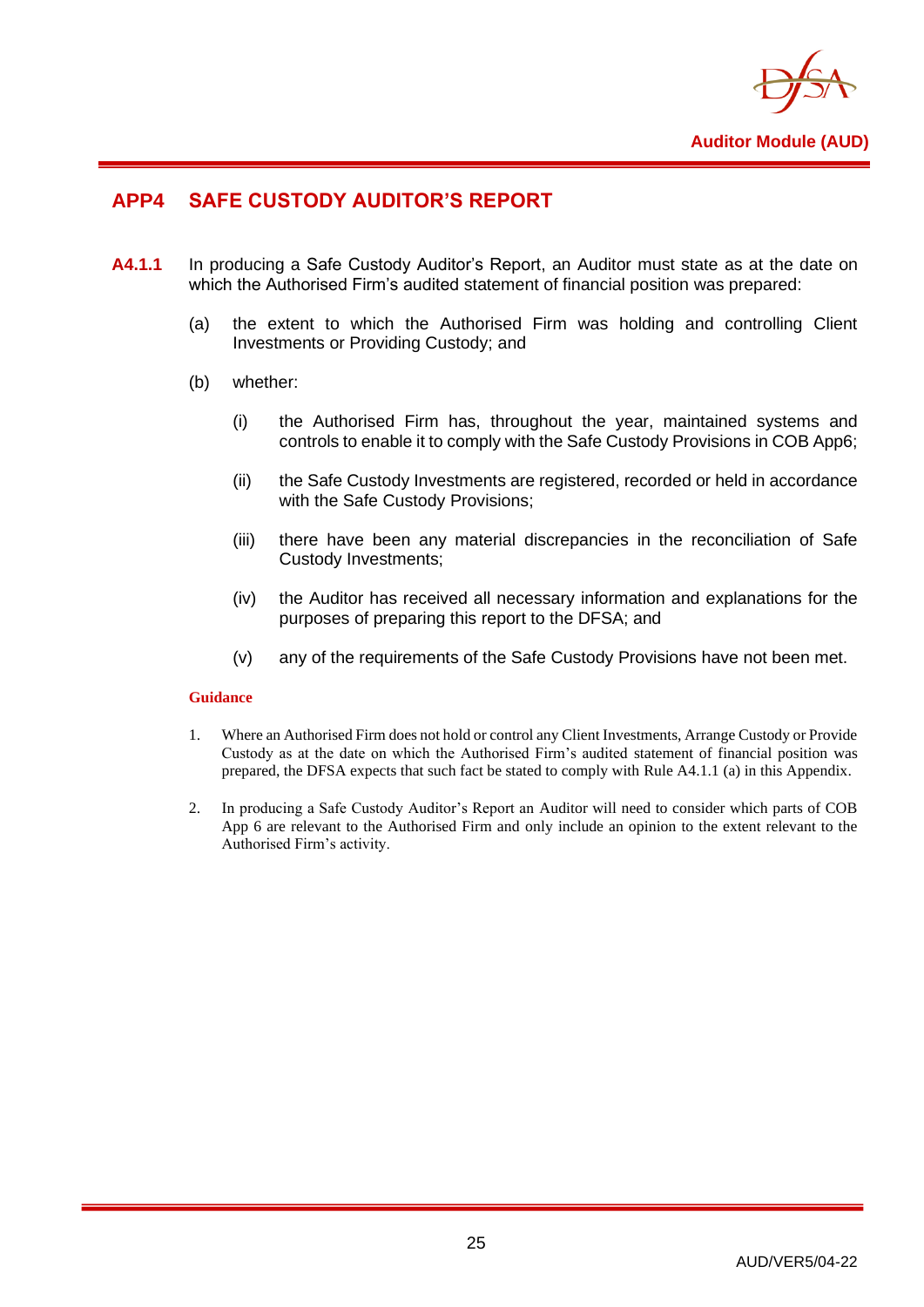## APP4 SAFE CUSTODY AUDITOR'S REPORT

**A4.1.1** In producing a Safe Custody Auditor's Report, an Auditor must state as at the date on which the Authorised Firm's audited statement of financial position was prepared:

(a) the extent to which the Authorised Firm was holding and controlling Client Investments or Providing Custody; and

(b) whether:

(i) the Authorised Firm has, throughout the year, maintained systems and controls to enable it to comply with the Safe Custody Provisions in COB App6;

(ii) the Safe Custody Investments are registered, recorded or held in accordance with the Safe Custody Provisions;

(iii) there have been any material discrepancies in the reconciliation of Safe Custody Investments;

(iv) the Auditor has received all necessary information and explanations for the purposes of preparing this report to the DFSA; and

(v) any of the requirements of the Safe Custody Provisions have not been met.

**Guidance**

1. Where an Authorised Firm does not hold or control any Client Investments, Arrange Custody or Provide Custody as at the date on which the Authorised Firm's audited statement of financial position was prepared, the DFSA expects that such fact be stated to comply with Rule A4.1.1 (a) in this Appendix.

2. In producing a Safe Custody Auditor's Report an Auditor will need to consider which parts of COB App 6 are relevant to the Authorised Firm and only include an opinion to the extent relevant to the Authorised Firm's activity.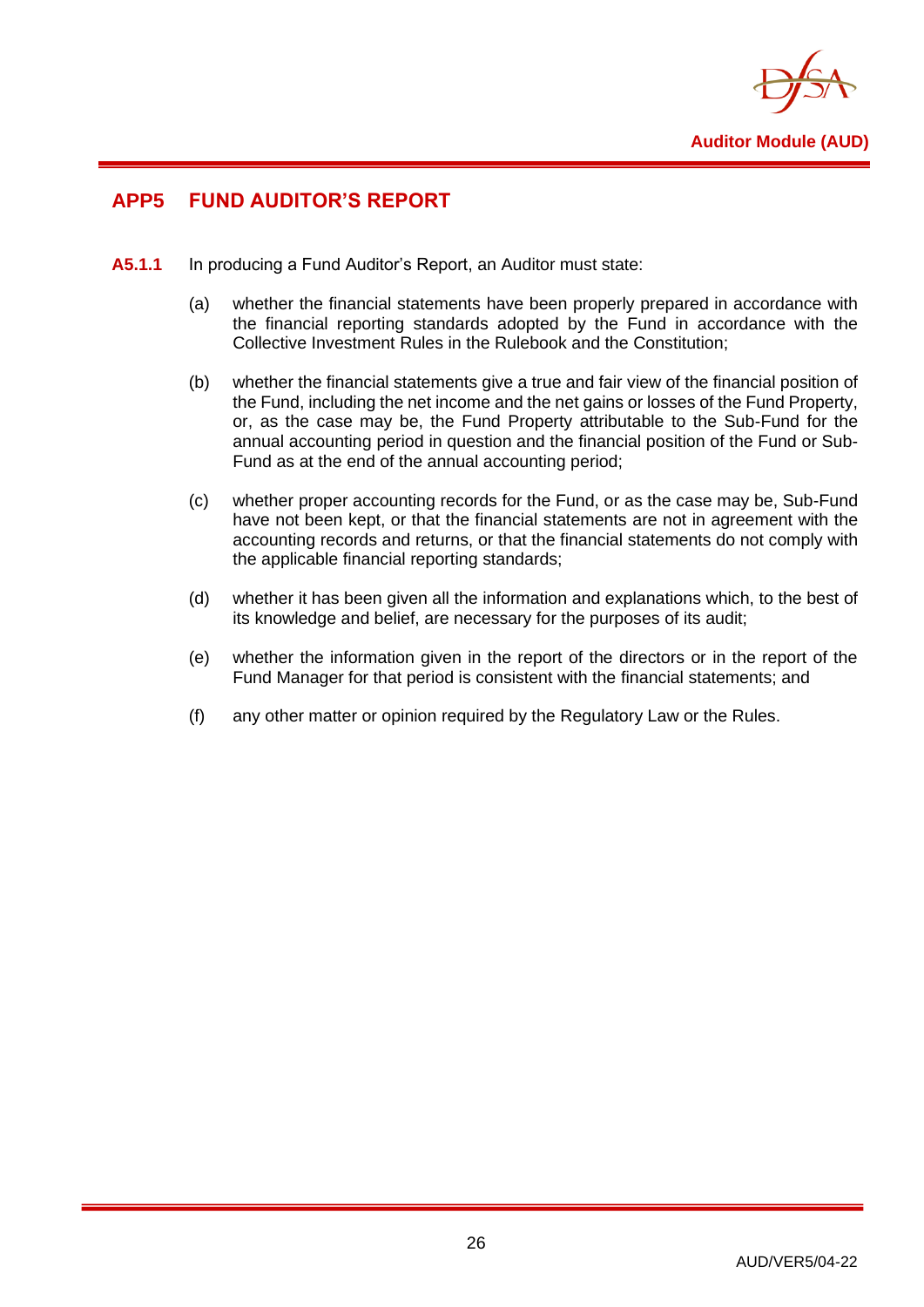## APP5 FUND AUDITOR'S REPORT

**A5.1.1** In producing a Fund Auditor's Report, an Auditor must state:

(a) whether the financial statements have been properly prepared in accordance with the financial reporting standards adopted by the Fund in accordance with the Collective Investment Rules in the Rulebook and the Constitution;

(b) whether the financial statements give a true and fair view of the financial position of the Fund, including the net income and the net gains or losses of the Fund Property, or, as the case may be, the Fund Property attributable to the Sub-Fund for the annual accounting period in question and the financial position of the Fund or Sub-Fund as at the end of the annual accounting period;

(c) whether proper accounting records for the Fund, or as the case may be, Sub-Fund have not been kept, or that the financial statements are not in agreement with the accounting records and returns, or that the financial statements do not comply with the applicable financial reporting standards;

(d) whether it has been given all the information and explanations which, to the best of its knowledge and belief, are necessary for the purposes of its audit;

(e) whether the information given in the report of the directors or in the report of the Fund Manager for that period is consistent with the financial statements; and

(f) any other matter or opinion required by the Regulatory Law or the Rules.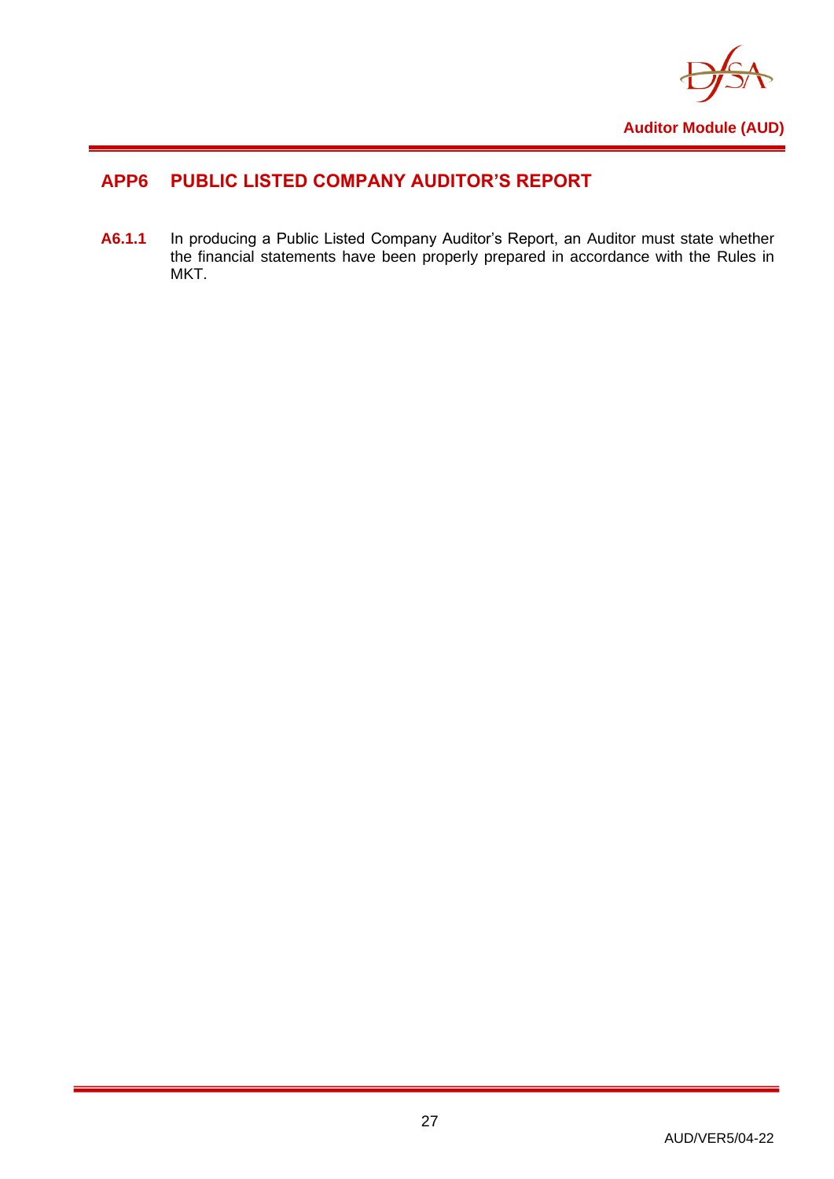## APP6 PUBLIC LISTED COMPANY AUDITOR'S REPORT

**A6.1.1** In producing a Public Listed Company Auditor's Report, an Auditor must state whether the financial statements have been properly prepared in accordance with the Rules in MKT.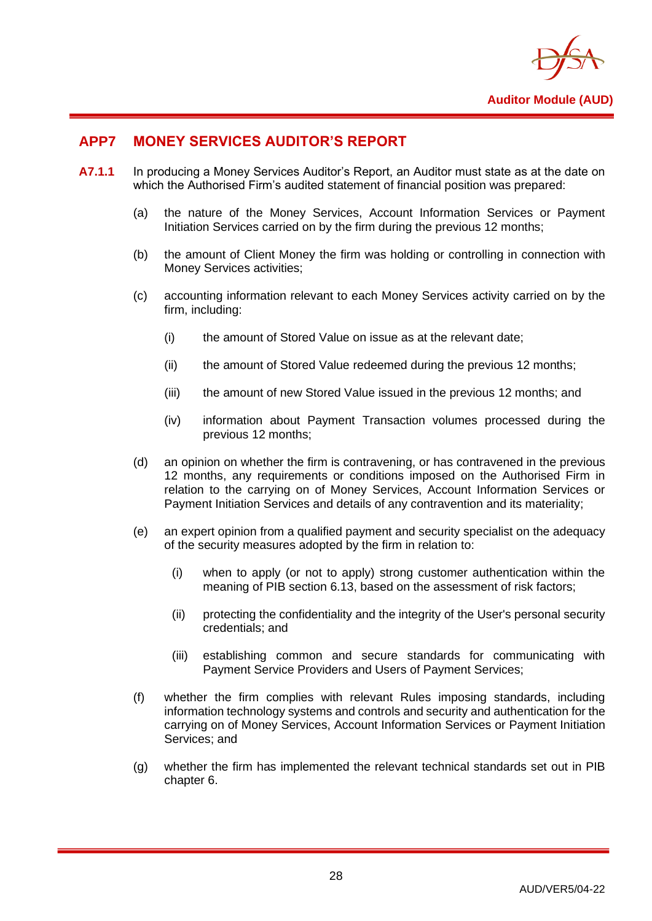## APP7 MONEY SERVICES AUDITOR'S REPORT

**A7.1.1** In producing a Money Services Auditor's Report, an Auditor must state as at the date on which the Authorised Firm's audited statement of financial position was prepared:

(a) the nature of the Money Services, Account Information Services or Payment Initiation Services carried on by the firm during the previous 12 months;

(b) the amount of Client Money the firm was holding or controlling in connection with Money Services activities;

(c) accounting information relevant to each Money Services activity carried on by the firm, including:

  (i) the amount of Stored Value on issue as at the relevant date;

  (ii) the amount of Stored Value redeemed during the previous 12 months;

  (iii) the amount of new Stored Value issued in the previous 12 months; and

  (iv) information about Payment Transaction volumes processed during the previous 12 months;

(d) an opinion on whether the firm is contravening, or has contravened in the previous 12 months, any requirements or conditions imposed on the Authorised Firm in relation to the carrying on of Money Services, Account Information Services or Payment Initiation Services and details of any contravention and its materiality;

(e) an expert opinion from a qualified payment and security specialist on the adequacy of the security measures adopted by the firm in relation to:

  (i) when to apply (or not to apply) strong customer authentication within the meaning of PIB section 6.13, based on the assessment of risk factors;

  (ii) protecting the confidentiality and the integrity of the User's personal security credentials; and

  (iii) establishing common and secure standards for communicating with Payment Service Providers and Users of Payment Services;

(f) whether the firm complies with relevant Rules imposing standards, including information technology systems and controls and security and authentication for the carrying on of Money Services, Account Information Services or Payment Initiation Services; and

(g) whether the firm has implemented the relevant technical standards set out in PIB chapter 6.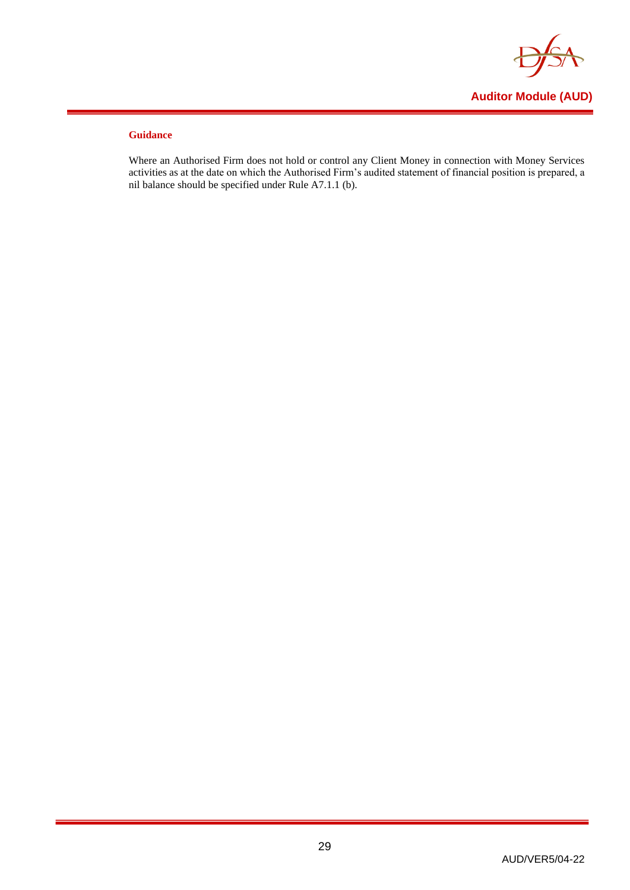#### Guidance

Where an Authorised Firm does not hold or control any Client Money in connection with Money Services activities as at the date on which the Authorised Firm's audited statement of financial position is prepared, a nil balance should be specified under Rule A7.1.1 (b).